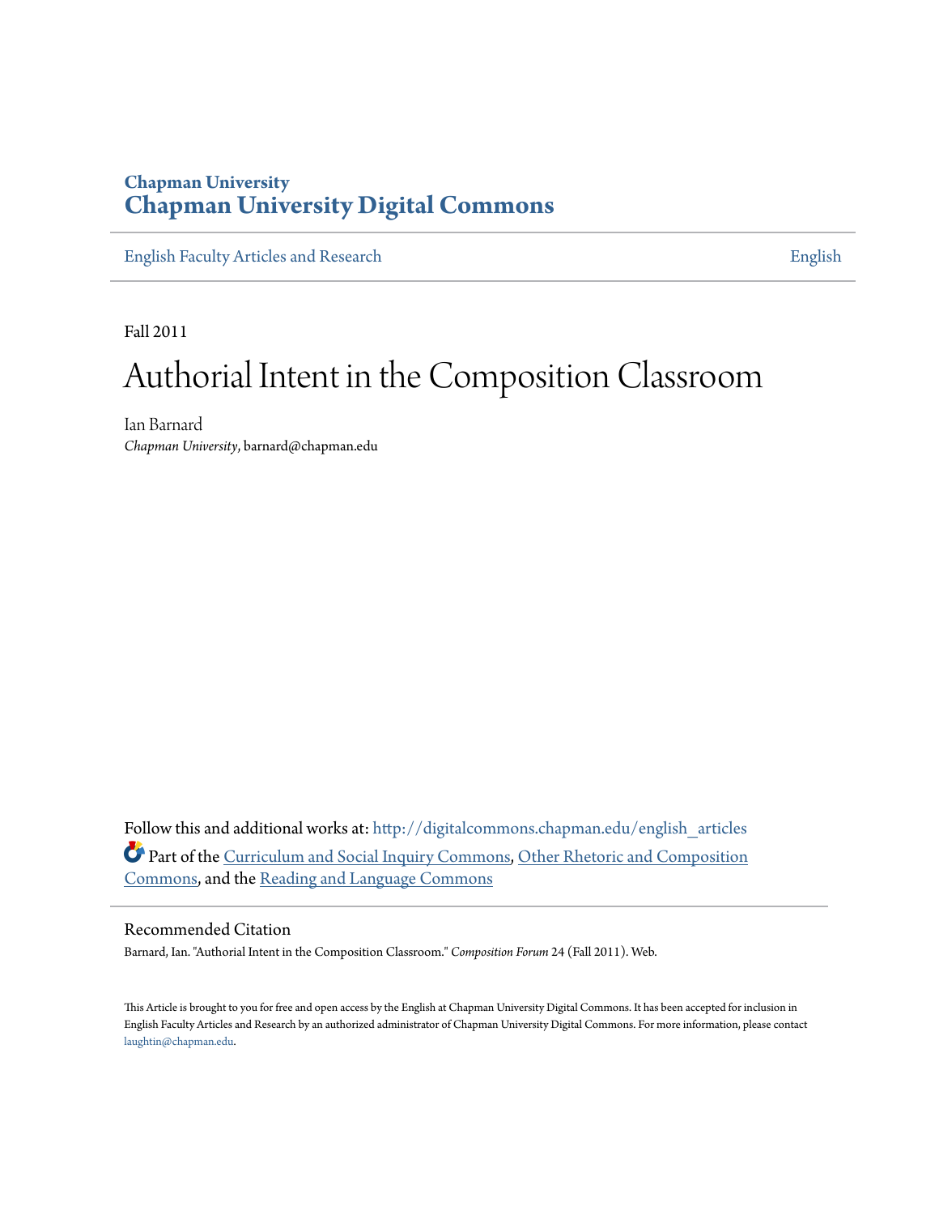Chapman University
# Chapman University Digital Commons

English Faculty Articles and Research | English

Fall 2011

# Authorial Intent in the Composition Classroom

Ian Barnard
*Chapman University*, barnard@chapman.edu

Follow this and additional works at: http://digitalcommons.chapman.edu/english_articles

Part of the Curriculum and Social Inquiry Commons, Other Rhetoric and Composition Commons, and the Reading and Language Commons

## Recommended Citation

Barnard, Ian. "Authorial Intent in the Composition Classroom." *Composition Forum* 24 (Fall 2011). Web.

This Article is brought to you for free and open access by the English at Chapman University Digital Commons. It has been accepted for inclusion in English Faculty Articles and Research by an authorized administrator of Chapman University Digital Commons. For more information, please contact laughtin@chapman.edu.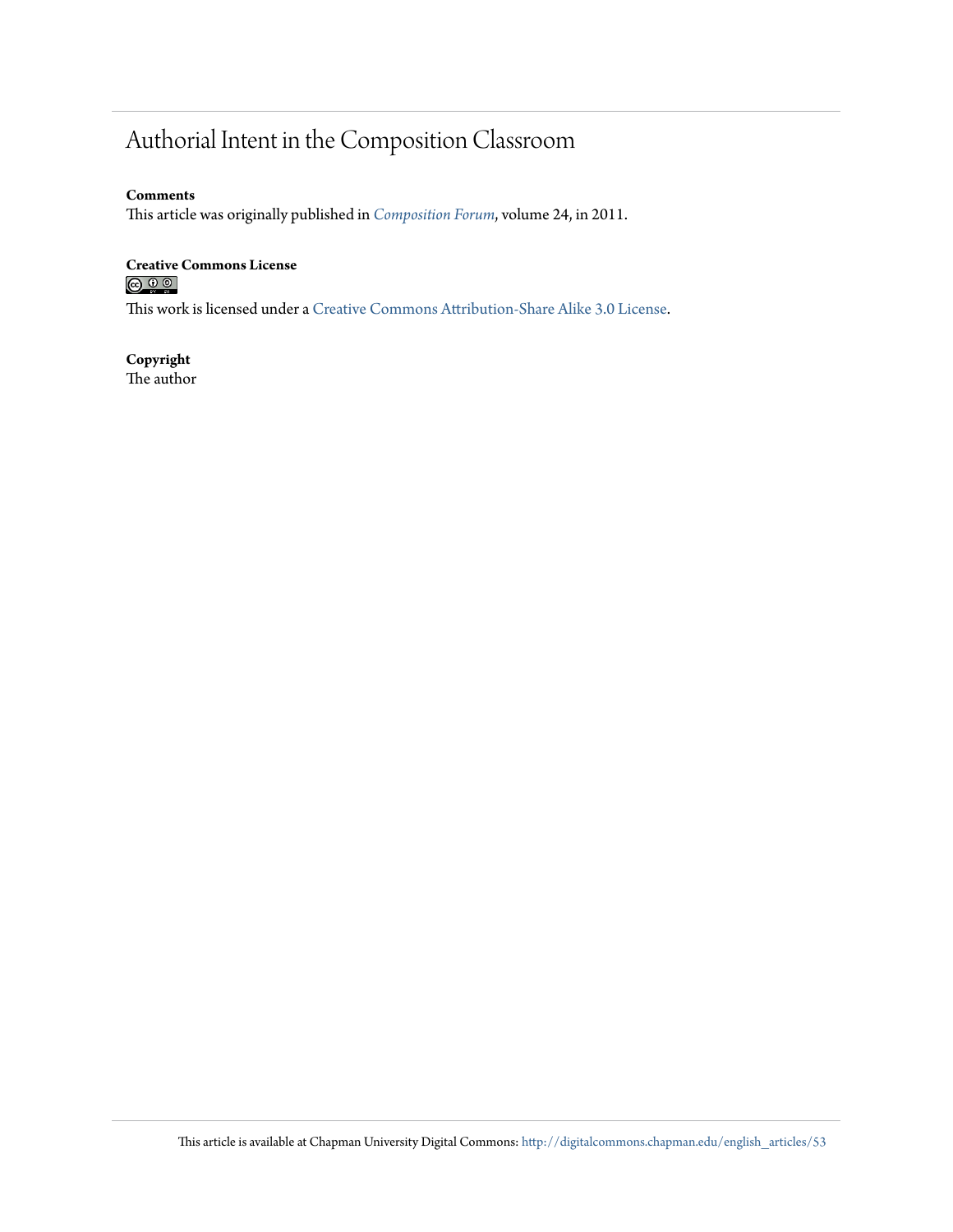# Authorial Intent in the Composition Classroom

**Comments**
This article was originally published in *Composition Forum*, volume 24, in 2011.

**Creative Commons License**
This work is licensed under a Creative Commons Attribution-Share Alike 3.0 License.

**Copyright**
The author

This article is available at Chapman University Digital Commons: http://digitalcommons.chapman.edu/english_articles/53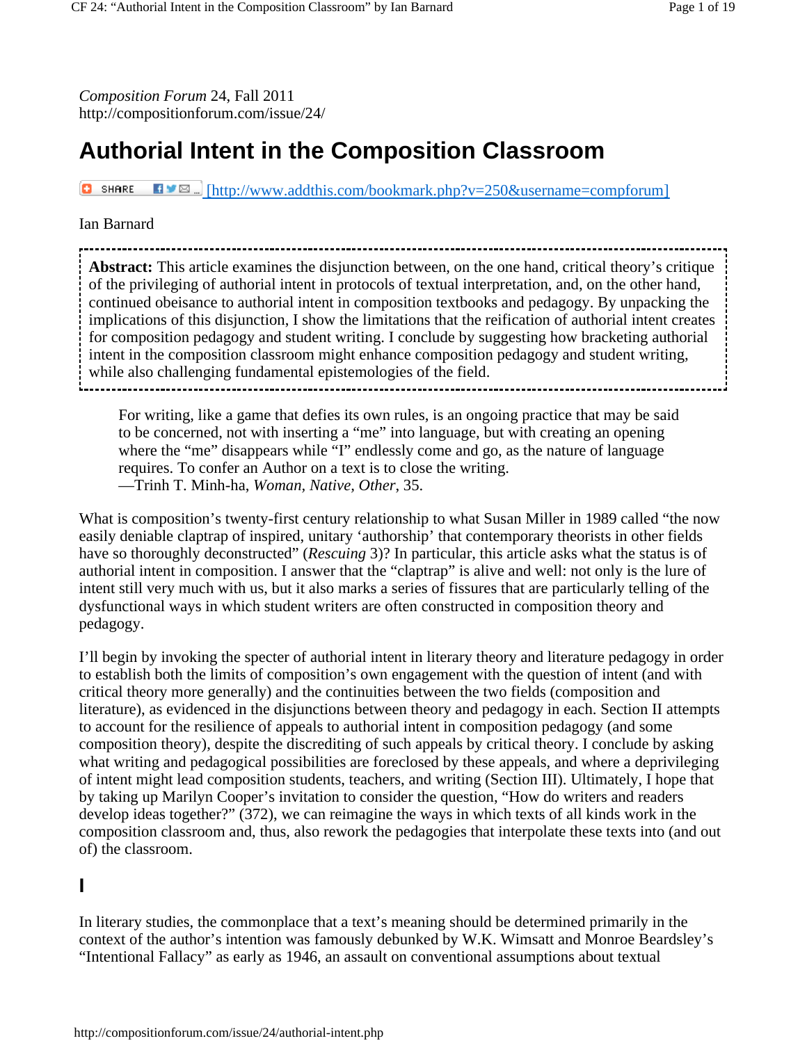*Composition Forum* 24, Fall 2011
http://compositionforum.com/issue/24/

# Authorial Intent in the Composition Classroom

SHARE [http://www.addthis.com/bookmark.php?v=250&username=compforum]

Ian Barnard

**Abstract:** This article examines the disjunction between, on the one hand, critical theory's critique of the privileging of authorial intent in protocols of textual interpretation, and, on the other hand, continued obeisance to authorial intent in composition textbooks and pedagogy. By unpacking the implications of this disjunction, I show the limitations that the reification of authorial intent creates for composition pedagogy and student writing. I conclude by suggesting how bracketing authorial intent in the composition classroom might enhance composition pedagogy and student writing, while also challenging fundamental epistemologies of the field.

> For writing, like a game that defies its own rules, is an ongoing practice that may be said to be concerned, not with inserting a "me" into language, but with creating an opening where the "me" disappears while "I" endlessly come and go, as the nature of language requires. To confer an Author on a text is to close the writing.
> —Trinh T. Minh-ha, *Woman, Native, Other*, 35.

What is composition's twenty-first century relationship to what Susan Miller in 1989 called "the now easily deniable claptrap of inspired, unitary 'authorship' that contemporary theorists in other fields have so thoroughly deconstructed" (*Rescuing* 3)? In particular, this article asks what the status is of authorial intent in composition. I answer that the "claptrap" is alive and well: not only is the lure of intent still very much with us, but it also marks a series of fissures that are particularly telling of the dysfunctional ways in which student writers are often constructed in composition theory and pedagogy.

I'll begin by invoking the specter of authorial intent in literary theory and literature pedagogy in order to establish both the limits of composition's own engagement with the question of intent (and with critical theory more generally) and the continuities between the two fields (composition and literature), as evidenced in the disjunctions between theory and pedagogy in each. Section II attempts to account for the resilience of appeals to authorial intent in composition pedagogy (and some composition theory), despite the discrediting of such appeals by critical theory. I conclude by asking what writing and pedagogical possibilities are foreclosed by these appeals, and where a deprivileging of intent might lead composition students, teachers, and writing (Section III). Ultimately, I hope that by taking up Marilyn Cooper's invitation to consider the question, "How do writers and readers develop ideas together?" (372), we can reimagine the ways in which texts of all kinds work in the composition classroom and, thus, also rework the pedagogies that interpolate these texts into (and out of) the classroom.

## I

In literary studies, the commonplace that a text's meaning should be determined primarily in the context of the author's intention was famously debunked by W.K. Wimsatt and Monroe Beardsley's "Intentional Fallacy" as early as 1946, an assault on conventional assumptions about textual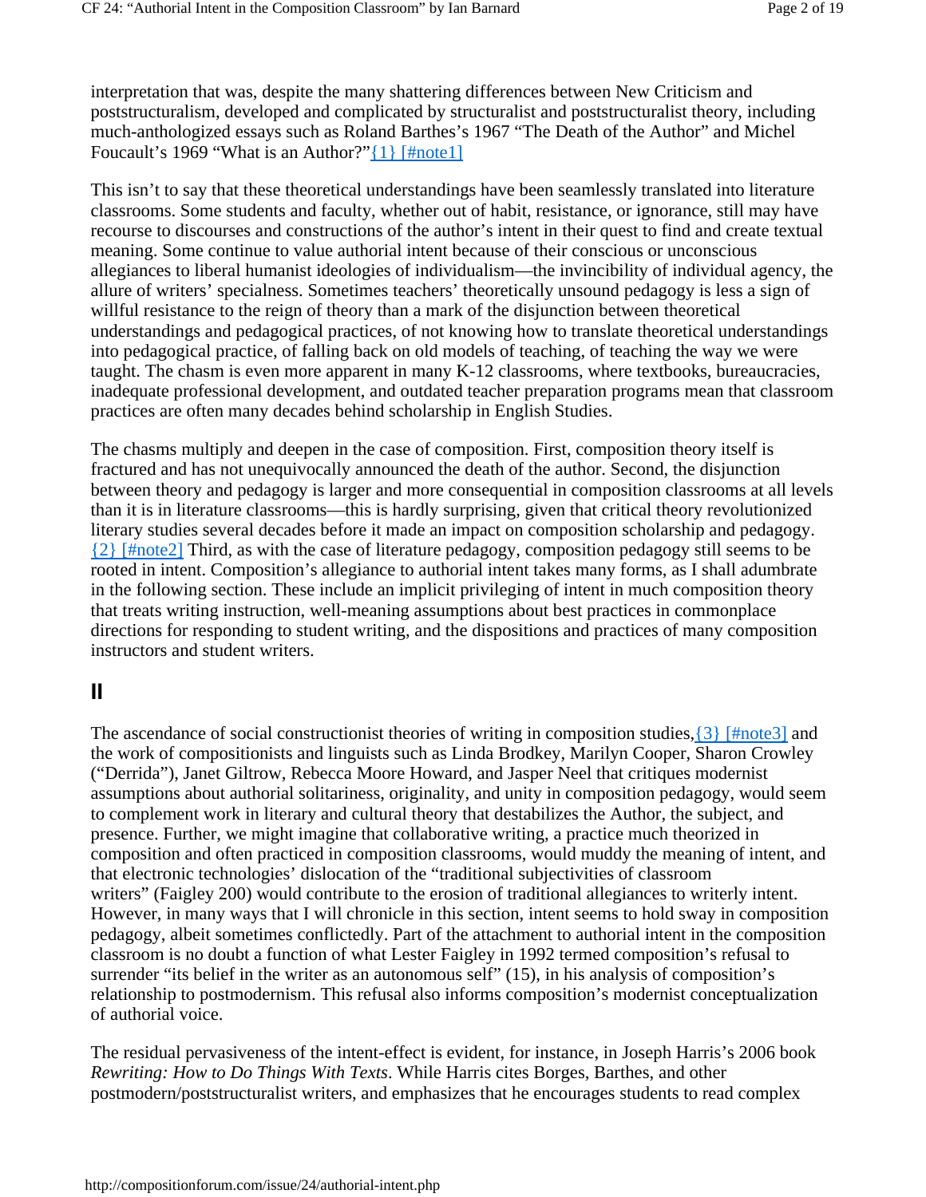interpretation that was, despite the many shattering differences between New Criticism and poststructuralism, developed and complicated by structuralist and poststructuralist theory, including much-anthologized essays such as Roland Barthes's 1967 "The Death of the Author" and Michel Foucault's 1969 "What is an Author?"{1} [#note1]

This isn't to say that these theoretical understandings have been seamlessly translated into literature classrooms. Some students and faculty, whether out of habit, resistance, or ignorance, still may have recourse to discourses and constructions of the author's intent in their quest to find and create textual meaning. Some continue to value authorial intent because of their conscious or unconscious allegiances to liberal humanist ideologies of individualism—the invincibility of individual agency, the allure of writers' specialness. Sometimes teachers' theoretically unsound pedagogy is less a sign of willful resistance to the reign of theory than a mark of the disjunction between theoretical understandings and pedagogical practices, of not knowing how to translate theoretical understandings into pedagogical practice, of falling back on old models of teaching, of teaching the way we were taught. The chasm is even more apparent in many K-12 classrooms, where textbooks, bureaucracies, inadequate professional development, and outdated teacher preparation programs mean that classroom practices are often many decades behind scholarship in English Studies.

The chasms multiply and deepen in the case of composition. First, composition theory itself is fractured and has not unequivocally announced the death of the author. Second, the disjunction between theory and pedagogy is larger and more consequential in composition classrooms at all levels than it is in literature classrooms—this is hardly surprising, given that critical theory revolutionized literary studies several decades before it made an impact on composition scholarship and pedagogy. {2} [#note2] Third, as with the case of literature pedagogy, composition pedagogy still seems to be rooted in intent. Composition's allegiance to authorial intent takes many forms, as I shall adumbrate in the following section. These include an implicit privileging of intent in much composition theory that treats writing instruction, well-meaning assumptions about best practices in commonplace directions for responding to student writing, and the dispositions and practices of many composition instructors and student writers.

## II

The ascendance of social constructionist theories of writing in composition studies,{3} [#note3] and the work of compositionists and linguists such as Linda Brodkey, Marilyn Cooper, Sharon Crowley ("Derrida"), Janet Giltrow, Rebecca Moore Howard, and Jasper Neel that critiques modernist assumptions about authorial solitariness, originality, and unity in composition pedagogy, would seem to complement work in literary and cultural theory that destabilizes the Author, the subject, and presence. Further, we might imagine that collaborative writing, a practice much theorized in composition and often practiced in composition classrooms, would muddy the meaning of intent, and that electronic technologies' dislocation of the "traditional subjectivities of classroom writers" (Faigley 200) would contribute to the erosion of traditional allegiances to writerly intent. However, in many ways that I will chronicle in this section, intent seems to hold sway in composition pedagogy, albeit sometimes conflictedly. Part of the attachment to authorial intent in the composition classroom is no doubt a function of what Lester Faigley in 1992 termed composition's refusal to surrender "its belief in the writer as an autonomous self" (15), in his analysis of composition's relationship to postmodernism. This refusal also informs composition's modernist conceptualization of authorial voice.

The residual pervasiveness of the intent-effect is evident, for instance, in Joseph Harris's 2006 book *Rewriting: How to Do Things With Texts*. While Harris cites Borges, Barthes, and other postmodern/poststructuralist writers, and emphasizes that he encourages students to read complex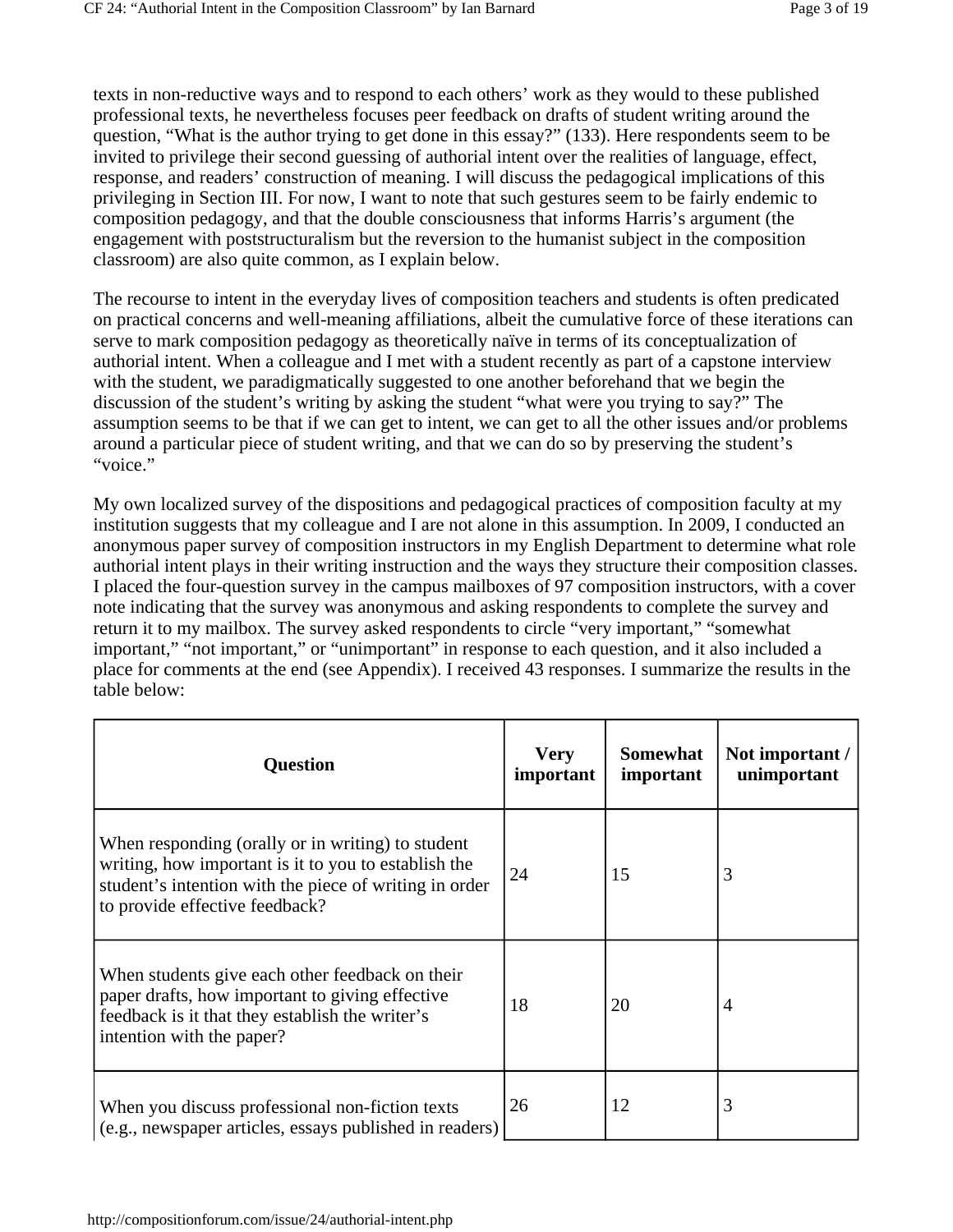texts in non-reductive ways and to respond to each others' work as they would to these published professional texts, he nevertheless focuses peer feedback on drafts of student writing around the question, "What is the author trying to get done in this essay?" (133). Here respondents seem to be invited to privilege their second guessing of authorial intent over the realities of language, effect, response, and readers' construction of meaning. I will discuss the pedagogical implications of this privileging in Section III. For now, I want to note that such gestures seem to be fairly endemic to composition pedagogy, and that the double consciousness that informs Harris's argument (the engagement with poststructuralism but the reversion to the humanist subject in the composition classroom) are also quite common, as I explain below.

The recourse to intent in the everyday lives of composition teachers and students is often predicated on practical concerns and well-meaning affiliations, albeit the cumulative force of these iterations can serve to mark composition pedagogy as theoretically naïve in terms of its conceptualization of authorial intent. When a colleague and I met with a student recently as part of a capstone interview with the student, we paradigmatically suggested to one another beforehand that we begin the discussion of the student's writing by asking the student "what were you trying to say?" The assumption seems to be that if we can get to intent, we can get to all the other issues and/or problems around a particular piece of student writing, and that we can do so by preserving the student's "voice."

My own localized survey of the dispositions and pedagogical practices of composition faculty at my institution suggests that my colleague and I are not alone in this assumption. In 2009, I conducted an anonymous paper survey of composition instructors in my English Department to determine what role authorial intent plays in their writing instruction and the ways they structure their composition classes. I placed the four-question survey in the campus mailboxes of 97 composition instructors, with a cover note indicating that the survey was anonymous and asking respondents to complete the survey and return it to my mailbox. The survey asked respondents to circle "very important," "somewhat important," "not important," or "unimportant" in response to each question, and it also included a place for comments at the end (see Appendix). I received 43 responses. I summarize the results in the table below:

| Question | Very important | Somewhat important | Not important / unimportant |
|---|---|---|---|
| When responding (orally or in writing) to student writing, how important is it to you to establish the student's intention with the piece of writing in order to provide effective feedback? | 24 | 15 | 3 |
| When students give each other feedback on their paper drafts, how important to giving effective feedback is it that they establish the writer's intention with the paper? | 18 | 20 | 4 |
| When you discuss professional non-fiction texts (e.g., newspaper articles, essays published in readers) | 26 | 12 | 3 |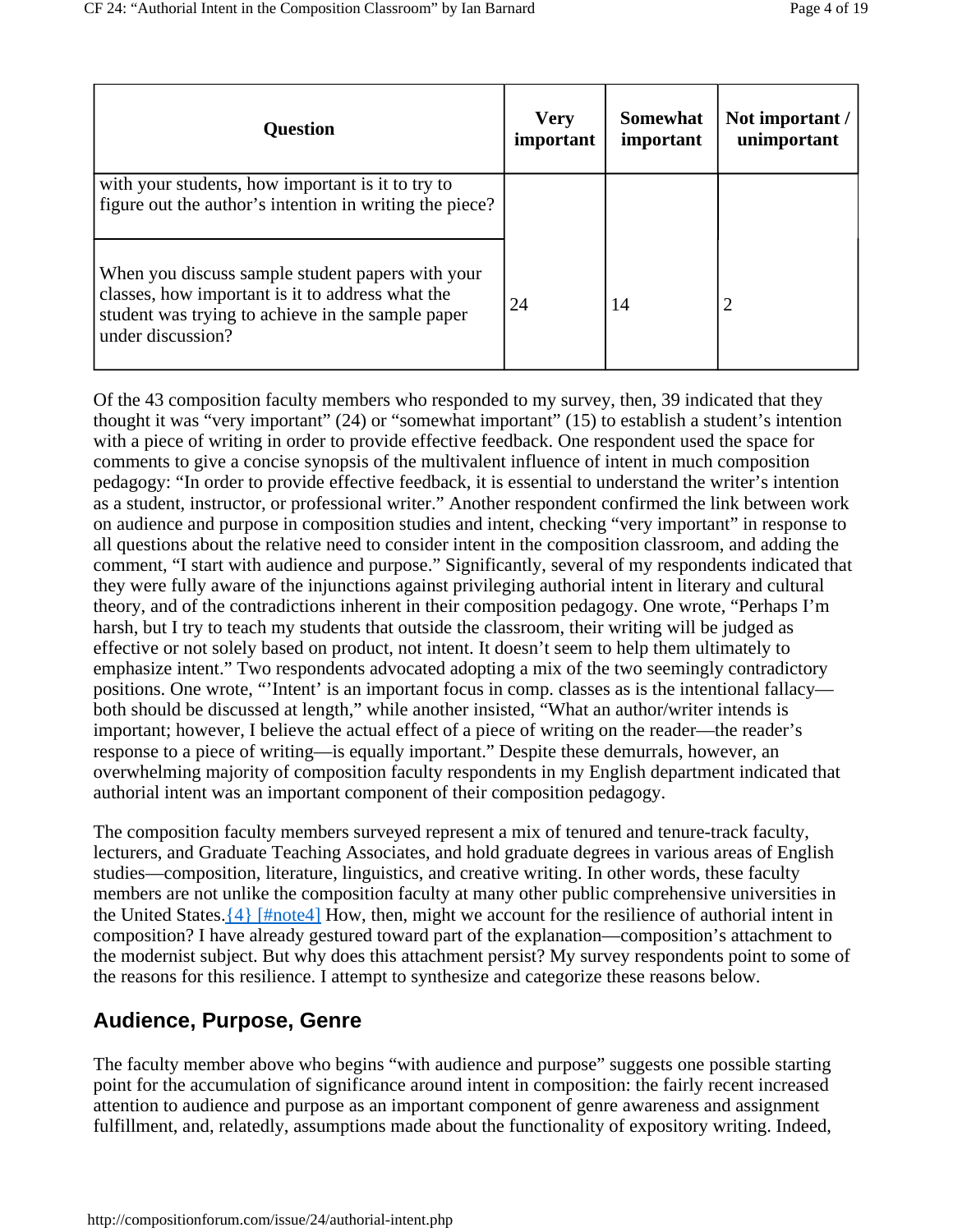| Question | Very important | Somewhat important | Not important / unimportant |
| --- | --- | --- | --- |
| with your students, how important is it to try to figure out the author's intention in writing the piece? | | | |
| When you discuss sample student papers with your classes, how important is it to address what the student was trying to achieve in the sample paper under discussion? | 24 | 14 | 2 |

Of the 43 composition faculty members who responded to my survey, then, 39 indicated that they thought it was "very important" (24) or "somewhat important" (15) to establish a student's intention with a piece of writing in order to provide effective feedback. One respondent used the space for comments to give a concise synopsis of the multivalent influence of intent in much composition pedagogy: "In order to provide effective feedback, it is essential to understand the writer's intention as a student, instructor, or professional writer." Another respondent confirmed the link between work on audience and purpose in composition studies and intent, checking "very important" in response to all questions about the relative need to consider intent in the composition classroom, and adding the comment, "I start with audience and purpose." Significantly, several of my respondents indicated that they were fully aware of the injunctions against privileging authorial intent in literary and cultural theory, and of the contradictions inherent in their composition pedagogy. One wrote, "Perhaps I'm harsh, but I try to teach my students that outside the classroom, their writing will be judged as effective or not solely based on product, not intent. It doesn't seem to help them ultimately to emphasize intent." Two respondents advocated adopting a mix of the two seemingly contradictory positions. One wrote, "'Intent' is an important focus in comp. classes as is the intentional fallacy—both should be discussed at length," while another insisted, "What an author/writer intends is important; however, I believe the actual effect of a piece of writing on the reader—the reader's response to a piece of writing—is equally important." Despite these demurrals, however, an overwhelming majority of composition faculty respondents in my English department indicated that authorial intent was an important component of their composition pedagogy.

The composition faculty members surveyed represent a mix of tenured and tenure-track faculty, lecturers, and Graduate Teaching Associates, and hold graduate degrees in various areas of English studies—composition, literature, linguistics, and creative writing. In other words, these faculty members are not unlike the composition faculty at many other public comprehensive universities in the United States.{4} [#note4] How, then, might we account for the resilience of authorial intent in composition? I have already gestured toward part of the explanation—composition's attachment to the modernist subject. But why does this attachment persist? My survey respondents point to some of the reasons for this resilience. I attempt to synthesize and categorize these reasons below.

## Audience, Purpose, Genre

The faculty member above who begins "with audience and purpose" suggests one possible starting point for the accumulation of significance around intent in composition: the fairly recent increased attention to audience and purpose as an important component of genre awareness and assignment fulfillment, and, relatedly, assumptions made about the functionality of expository writing. Indeed,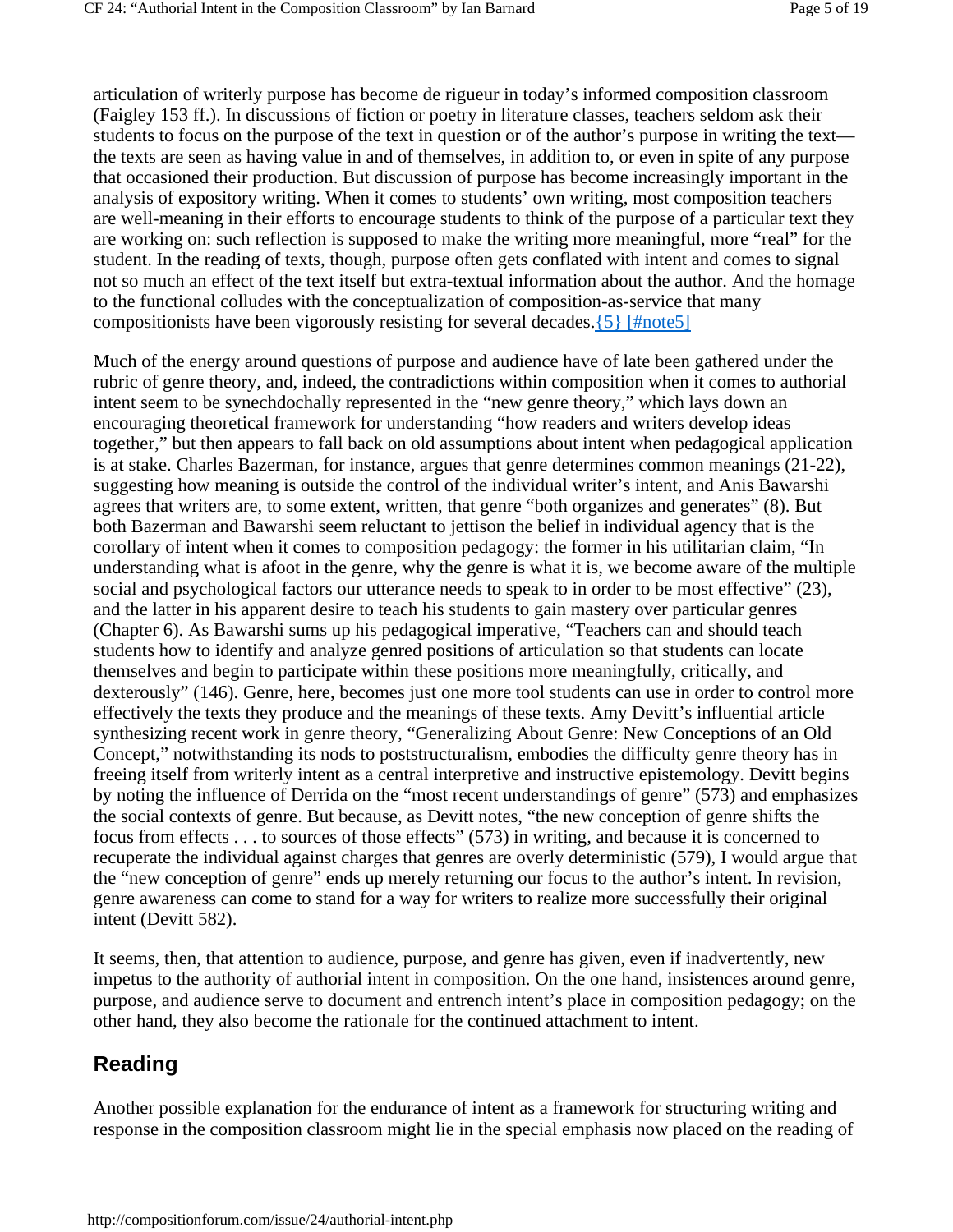articulation of writerly purpose has become de rigueur in today's informed composition classroom (Faigley 153 ff.). In discussions of fiction or poetry in literature classes, teachers seldom ask their students to focus on the purpose of the text in question or of the author's purpose in writing the text—the texts are seen as having value in and of themselves, in addition to, or even in spite of any purpose that occasioned their production. But discussion of purpose has become increasingly important in the analysis of expository writing. When it comes to students' own writing, most composition teachers are well-meaning in their efforts to encourage students to think of the purpose of a particular text they are working on: such reflection is supposed to make the writing more meaningful, more "real" for the student. In the reading of texts, though, purpose often gets conflated with intent and comes to signal not so much an effect of the text itself but extra-textual information about the author. And the homage to the functional colludes with the conceptualization of composition-as-service that many compositionists have been vigorously resisting for several decades.{5} [#note5]

Much of the energy around questions of purpose and audience have of late been gathered under the rubric of genre theory, and, indeed, the contradictions within composition when it comes to authorial intent seem to be synechdochally represented in the "new genre theory," which lays down an encouraging theoretical framework for understanding "how readers and writers develop ideas together," but then appears to fall back on old assumptions about intent when pedagogical application is at stake. Charles Bazerman, for instance, argues that genre determines common meanings (21-22), suggesting how meaning is outside the control of the individual writer's intent, and Anis Bawarshi agrees that writers are, to some extent, written, that genre "both organizes and generates" (8). But both Bazerman and Bawarshi seem reluctant to jettison the belief in individual agency that is the corollary of intent when it comes to composition pedagogy: the former in his utilitarian claim, "In understanding what is afoot in the genre, why the genre is what it is, we become aware of the multiple social and psychological factors our utterance needs to speak to in order to be most effective" (23), and the latter in his apparent desire to teach his students to gain mastery over particular genres (Chapter 6). As Bawarshi sums up his pedagogical imperative, "Teachers can and should teach students how to identify and analyze genred positions of articulation so that students can locate themselves and begin to participate within these positions more meaningfully, critically, and dexterously" (146). Genre, here, becomes just one more tool students can use in order to control more effectively the texts they produce and the meanings of these texts. Amy Devitt's influential article synthesizing recent work in genre theory, "Generalizing About Genre: New Conceptions of an Old Concept," notwithstanding its nods to poststructuralism, embodies the difficulty genre theory has in freeing itself from writerly intent as a central interpretive and instructive epistemology. Devitt begins by noting the influence of Derrida on the "most recent understandings of genre" (573) and emphasizes the social contexts of genre. But because, as Devitt notes, "the new conception of genre shifts the focus from effects . . . to sources of those effects" (573) in writing, and because it is concerned to recuperate the individual against charges that genres are overly deterministic (579), I would argue that the "new conception of genre" ends up merely returning our focus to the author's intent. In revision, genre awareness can come to stand for a way for writers to realize more successfully their original intent (Devitt 582).

It seems, then, that attention to audience, purpose, and genre has given, even if inadvertently, new impetus to the authority of authorial intent in composition. On the one hand, insistences around genre, purpose, and audience serve to document and entrench intent's place in composition pedagogy; on the other hand, they also become the rationale for the continued attachment to intent.

## Reading

Another possible explanation for the endurance of intent as a framework for structuring writing and response in the composition classroom might lie in the special emphasis now placed on the reading of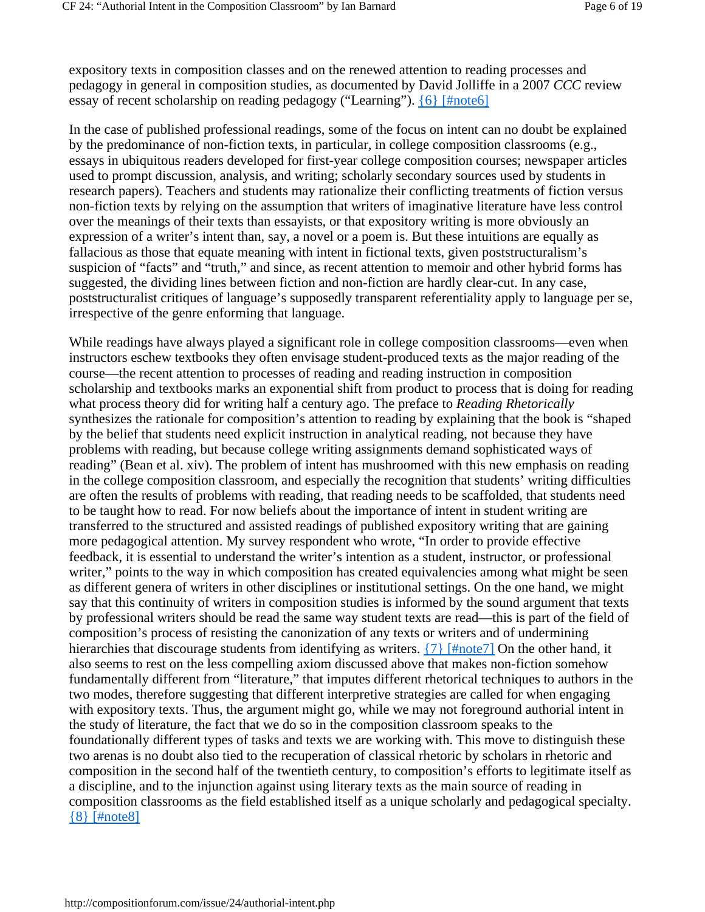expository texts in composition classes and on the renewed attention to reading processes and pedagogy in general in composition studies, as documented by David Jolliffe in a 2007 *CCC* review essay of recent scholarship on reading pedagogy ("Learning"). {6} [#note6]

In the case of published professional readings, some of the focus on intent can no doubt be explained by the predominance of non-fiction texts, in particular, in college composition classrooms (e.g., essays in ubiquitous readers developed for first-year college composition courses; newspaper articles used to prompt discussion, analysis, and writing; scholarly secondary sources used by students in research papers). Teachers and students may rationalize their conflicting treatments of fiction versus non-fiction texts by relying on the assumption that writers of imaginative literature have less control over the meanings of their texts than essayists, or that expository writing is more obviously an expression of a writer's intent than, say, a novel or a poem is. But these intuitions are equally as fallacious as those that equate meaning with intent in fictional texts, given poststructuralism's suspicion of "facts" and "truth," and since, as recent attention to memoir and other hybrid forms has suggested, the dividing lines between fiction and non-fiction are hardly clear-cut. In any case, poststructuralist critiques of language's supposedly transparent referentiality apply to language per se, irrespective of the genre enforming that language.

While readings have always played a significant role in college composition classrooms—even when instructors eschew textbooks they often envisage student-produced texts as the major reading of the course—the recent attention to processes of reading and reading instruction in composition scholarship and textbooks marks an exponential shift from product to process that is doing for reading what process theory did for writing half a century ago. The preface to *Reading Rhetorically* synthesizes the rationale for composition's attention to reading by explaining that the book is "shaped by the belief that students need explicit instruction in analytical reading, not because they have problems with reading, but because college writing assignments demand sophisticated ways of reading" (Bean et al. xiv). The problem of intent has mushroomed with this new emphasis on reading in the college composition classroom, and especially the recognition that students' writing difficulties are often the results of problems with reading, that reading needs to be scaffolded, that students need to be taught how to read. For now beliefs about the importance of intent in student writing are transferred to the structured and assisted readings of published expository writing that are gaining more pedagogical attention. My survey respondent who wrote, "In order to provide effective feedback, it is essential to understand the writer's intention as a student, instructor, or professional writer," points to the way in which composition has created equivalencies among what might be seen as different genera of writers in other disciplines or institutional settings. On the one hand, we might say that this continuity of writers in composition studies is informed by the sound argument that texts by professional writers should be read the same way student texts are read—this is part of the field of composition's process of resisting the canonization of any texts or writers and of undermining hierarchies that discourage students from identifying as writers. {7} [#note7] On the other hand, it also seems to rest on the less compelling axiom discussed above that makes non-fiction somehow fundamentally different from "literature," that imputes different rhetorical techniques to authors in the two modes, therefore suggesting that different interpretive strategies are called for when engaging with expository texts. Thus, the argument might go, while we may not foreground authorial intent in the study of literature, the fact that we do so in the composition classroom speaks to the foundationally different types of tasks and texts we are working with. This move to distinguish these two arenas is no doubt also tied to the recuperation of classical rhetoric by scholars in rhetoric and composition in the second half of the twentieth century, to composition's efforts to legitimate itself as a discipline, and to the injunction against using literary texts as the main source of reading in composition classrooms as the field established itself as a unique scholarly and pedagogical specialty. {8} [#note8]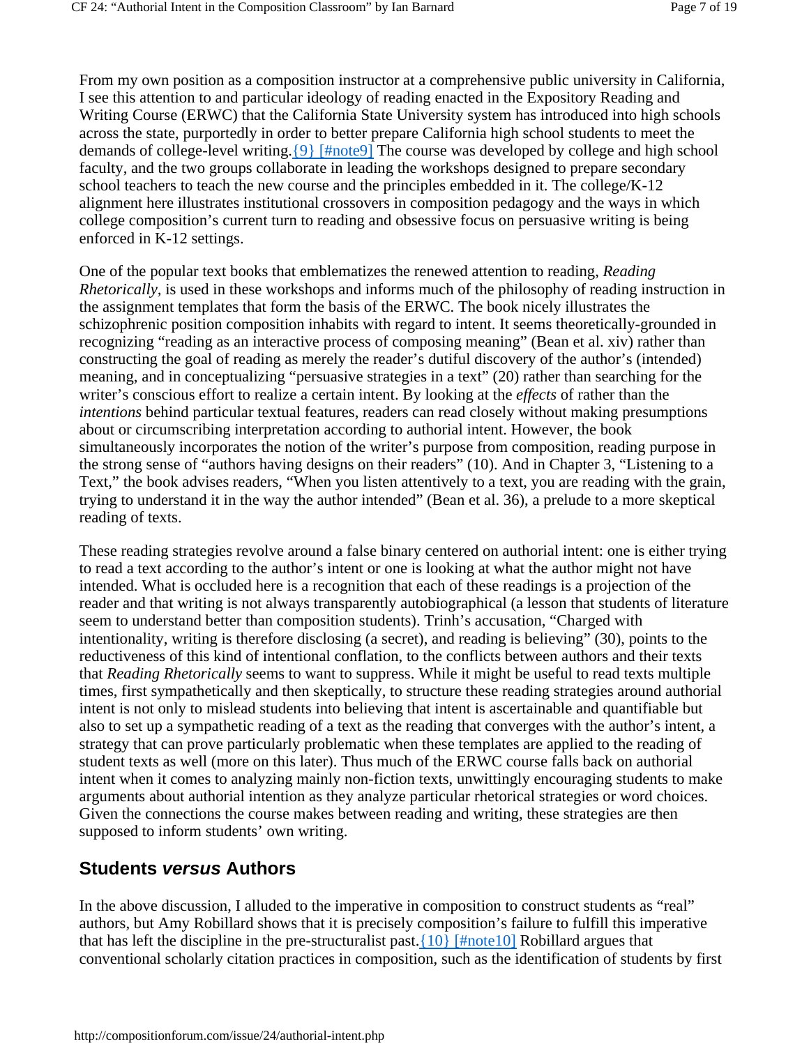From my own position as a composition instructor at a comprehensive public university in California, I see this attention to and particular ideology of reading enacted in the Expository Reading and Writing Course (ERWC) that the California State University system has introduced into high schools across the state, purportedly in order to better prepare California high school students to meet the demands of college-level writing.{9} [#note9] The course was developed by college and high school faculty, and the two groups collaborate in leading the workshops designed to prepare secondary school teachers to teach the new course and the principles embedded in it. The college/K-12 alignment here illustrates institutional crossovers in composition pedagogy and the ways in which college composition's current turn to reading and obsessive focus on persuasive writing is being enforced in K-12 settings.

One of the popular text books that emblematizes the renewed attention to reading, *Reading Rhetorically*, is used in these workshops and informs much of the philosophy of reading instruction in the assignment templates that form the basis of the ERWC. The book nicely illustrates the schizophrenic position composition inhabits with regard to intent. It seems theoretically-grounded in recognizing "reading as an interactive process of composing meaning" (Bean et al. xiv) rather than constructing the goal of reading as merely the reader's dutiful discovery of the author's (intended) meaning, and in conceptualizing "persuasive strategies in a text" (20) rather than searching for the writer's conscious effort to realize a certain intent. By looking at the *effects* of rather than the *intentions* behind particular textual features, readers can read closely without making presumptions about or circumscribing interpretation according to authorial intent. However, the book simultaneously incorporates the notion of the writer's purpose from composition, reading purpose in the strong sense of "authors having designs on their readers" (10). And in Chapter 3, "Listening to a Text," the book advises readers, "When you listen attentively to a text, you are reading with the grain, trying to understand it in the way the author intended" (Bean et al. 36), a prelude to a more skeptical reading of texts.

These reading strategies revolve around a false binary centered on authorial intent: one is either trying to read a text according to the author's intent or one is looking at what the author might not have intended. What is occluded here is a recognition that each of these readings is a projection of the reader and that writing is not always transparently autobiographical (a lesson that students of literature seem to understand better than composition students). Trinh's accusation, "Charged with intentionality, writing is therefore disclosing (a secret), and reading is believing" (30), points to the reductiveness of this kind of intentional conflation, to the conflicts between authors and their texts that *Reading Rhetorically* seems to want to suppress. While it might be useful to read texts multiple times, first sympathetically and then skeptically, to structure these reading strategies around authorial intent is not only to mislead students into believing that intent is ascertainable and quantifiable but also to set up a sympathetic reading of a text as the reading that converges with the author's intent, a strategy that can prove particularly problematic when these templates are applied to the reading of student texts as well (more on this later). Thus much of the ERWC course falls back on authorial intent when it comes to analyzing mainly non-fiction texts, unwittingly encouraging students to make arguments about authorial intention as they analyze particular rhetorical strategies or word choices. Given the connections the course makes between reading and writing, these strategies are then supposed to inform students' own writing.

## Students *versus* Authors

In the above discussion, I alluded to the imperative in composition to construct students as "real" authors, but Amy Robillard shows that it is precisely composition's failure to fulfill this imperative that has left the discipline in the pre-structuralist past.{10} [#note10] Robillard argues that conventional scholarly citation practices in composition, such as the identification of students by first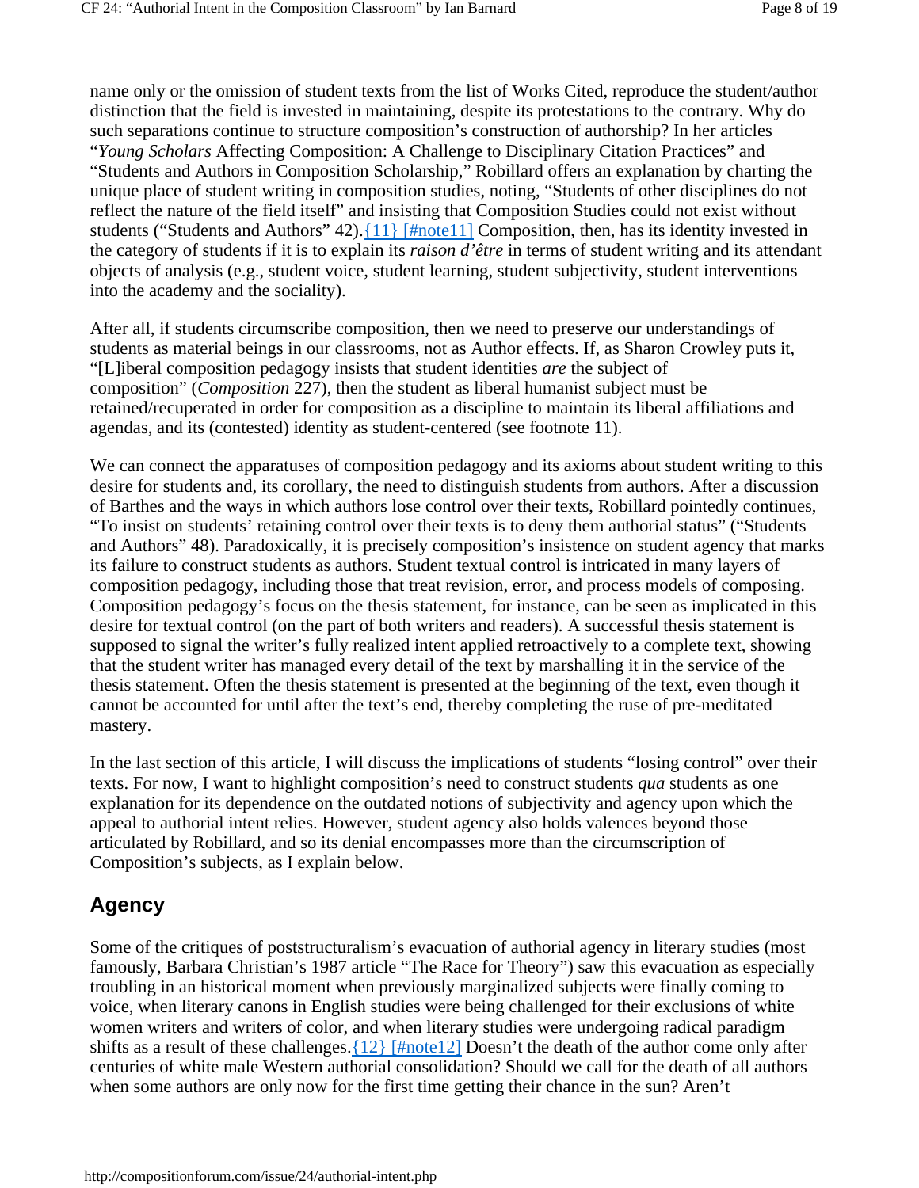name only or the omission of student texts from the list of Works Cited, reproduce the student/author distinction that the field is invested in maintaining, despite its protestations to the contrary. Why do such separations continue to structure composition's construction of authorship? In her articles "*Young Scholars* Affecting Composition: A Challenge to Disciplinary Citation Practices" and "Students and Authors in Composition Scholarship," Robillard offers an explanation by charting the unique place of student writing in composition studies, noting, "Students of other disciplines do not reflect the nature of the field itself" and insisting that Composition Studies could not exist without students ("Students and Authors" 42).[{11} [#note11]](#note11) Composition, then, has its identity invested in the category of students if it is to explain its *raison d'être* in terms of student writing and its attendant objects of analysis (e.g., student voice, student learning, student subjectivity, student interventions into the academy and the sociality).

After all, if students circumscribe composition, then we need to preserve our understandings of students as material beings in our classrooms, not as Author effects. If, as Sharon Crowley puts it, "[L]iberal composition pedagogy insists that student identities *are* the subject of composition" (*Composition* 227), then the student as liberal humanist subject must be retained/recuperated in order for composition as a discipline to maintain its liberal affiliations and agendas, and its (contested) identity as student-centered (see footnote 11).

We can connect the apparatuses of composition pedagogy and its axioms about student writing to this desire for students and, its corollary, the need to distinguish students from authors. After a discussion of Barthes and the ways in which authors lose control over their texts, Robillard pointedly continues, "To insist on students' retaining control over their texts is to deny them authorial status" ("Students and Authors" 48). Paradoxically, it is precisely composition's insistence on student agency that marks its failure to construct students as authors. Student textual control is intricated in many layers of composition pedagogy, including those that treat revision, error, and process models of composing. Composition pedagogy's focus on the thesis statement, for instance, can be seen as implicated in this desire for textual control (on the part of both writers and readers). A successful thesis statement is supposed to signal the writer's fully realized intent applied retroactively to a complete text, showing that the student writer has managed every detail of the text by marshalling it in the service of the thesis statement. Often the thesis statement is presented at the beginning of the text, even though it cannot be accounted for until after the text's end, thereby completing the ruse of pre-meditated mastery.

In the last section of this article, I will discuss the implications of students "losing control" over their texts. For now, I want to highlight composition's need to construct students *qua* students as one explanation for its dependence on the outdated notions of subjectivity and agency upon which the appeal to authorial intent relies. However, student agency also holds valences beyond those articulated by Robillard, and so its denial encompasses more than the circumscription of Composition's subjects, as I explain below.

## Agency

Some of the critiques of poststructuralism's evacuation of authorial agency in literary studies (most famously, Barbara Christian's 1987 article "The Race for Theory") saw this evacuation as especially troubling in an historical moment when previously marginalized subjects were finally coming to voice, when literary canons in English studies were being challenged for their exclusions of white women writers and writers of color, and when literary studies were undergoing radical paradigm shifts as a result of these challenges.[{12} [#note12]](#note12) Doesn't the death of the author come only after centuries of white male Western authorial consolidation? Should we call for the death of all authors when some authors are only now for the first time getting their chance in the sun? Aren't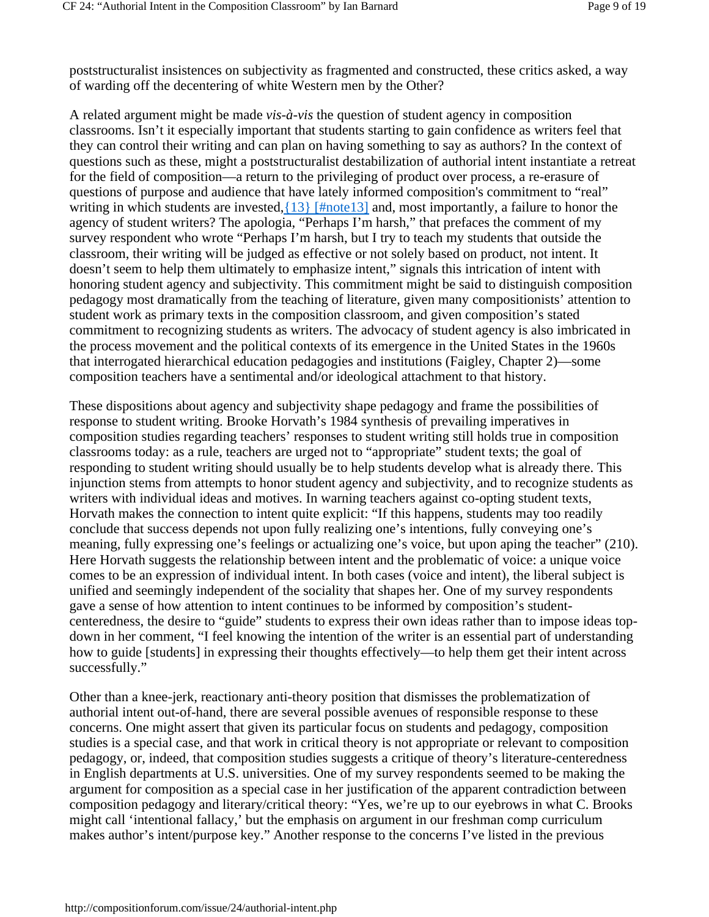poststructuralist insistences on subjectivity as fragmented and constructed, these critics asked, a way of warding off the decentering of white Western men by the Other?

A related argument might be made *vis-à-vis* the question of student agency in composition classrooms. Isn't it especially important that students starting to gain confidence as writers feel that they can control their writing and can plan on having something to say as authors? In the context of questions such as these, might a poststructuralist destabilization of authorial intent instantiate a retreat for the field of composition—a return to the privileging of product over process, a re-erasure of questions of purpose and audience that have lately informed composition's commitment to "real" writing in which students are invested,{13} [#note13] and, most importantly, a failure to honor the agency of student writers? The apologia, "Perhaps I'm harsh," that prefaces the comment of my survey respondent who wrote "Perhaps I'm harsh, but I try to teach my students that outside the classroom, their writing will be judged as effective or not solely based on product, not intent. It doesn't seem to help them ultimately to emphasize intent," signals this intrication of intent with honoring student agency and subjectivity. This commitment might be said to distinguish composition pedagogy most dramatically from the teaching of literature, given many compositionists' attention to student work as primary texts in the composition classroom, and given composition's stated commitment to recognizing students as writers. The advocacy of student agency is also imbricated in the process movement and the political contexts of its emergence in the United States in the 1960s that interrogated hierarchical education pedagogies and institutions (Faigley, Chapter 2)—some composition teachers have a sentimental and/or ideological attachment to that history.

These dispositions about agency and subjectivity shape pedagogy and frame the possibilities of response to student writing. Brooke Horvath's 1984 synthesis of prevailing imperatives in composition studies regarding teachers' responses to student writing still holds true in composition classrooms today: as a rule, teachers are urged not to "appropriate" student texts; the goal of responding to student writing should usually be to help students develop what is already there. This injunction stems from attempts to honor student agency and subjectivity, and to recognize students as writers with individual ideas and motives. In warning teachers against co-opting student texts, Horvath makes the connection to intent quite explicit: "If this happens, students may too readily conclude that success depends not upon fully realizing one's intentions, fully conveying one's meaning, fully expressing one's feelings or actualizing one's voice, but upon aping the teacher" (210). Here Horvath suggests the relationship between intent and the problematic of voice: a unique voice comes to be an expression of individual intent. In both cases (voice and intent), the liberal subject is unified and seemingly independent of the sociality that shapes her. One of my survey respondents gave a sense of how attention to intent continues to be informed by composition's student-centeredness, the desire to "guide" students to express their own ideas rather than to impose ideas top-down in her comment, "I feel knowing the intention of the writer is an essential part of understanding how to guide [students] in expressing their thoughts effectively—to help them get their intent across successfully."

Other than a knee-jerk, reactionary anti-theory position that dismisses the problematization of authorial intent out-of-hand, there are several possible avenues of responsible response to these concerns. One might assert that given its particular focus on students and pedagogy, composition studies is a special case, and that work in critical theory is not appropriate or relevant to composition pedagogy, or, indeed, that composition studies suggests a critique of theory's literature-centeredness in English departments at U.S. universities. One of my survey respondents seemed to be making the argument for composition as a special case in her justification of the apparent contradiction between composition pedagogy and literary/critical theory: "Yes, we're up to our eyebrows in what C. Brooks might call 'intentional fallacy,' but the emphasis on argument in our freshman comp curriculum makes author's intent/purpose key." Another response to the concerns I've listed in the previous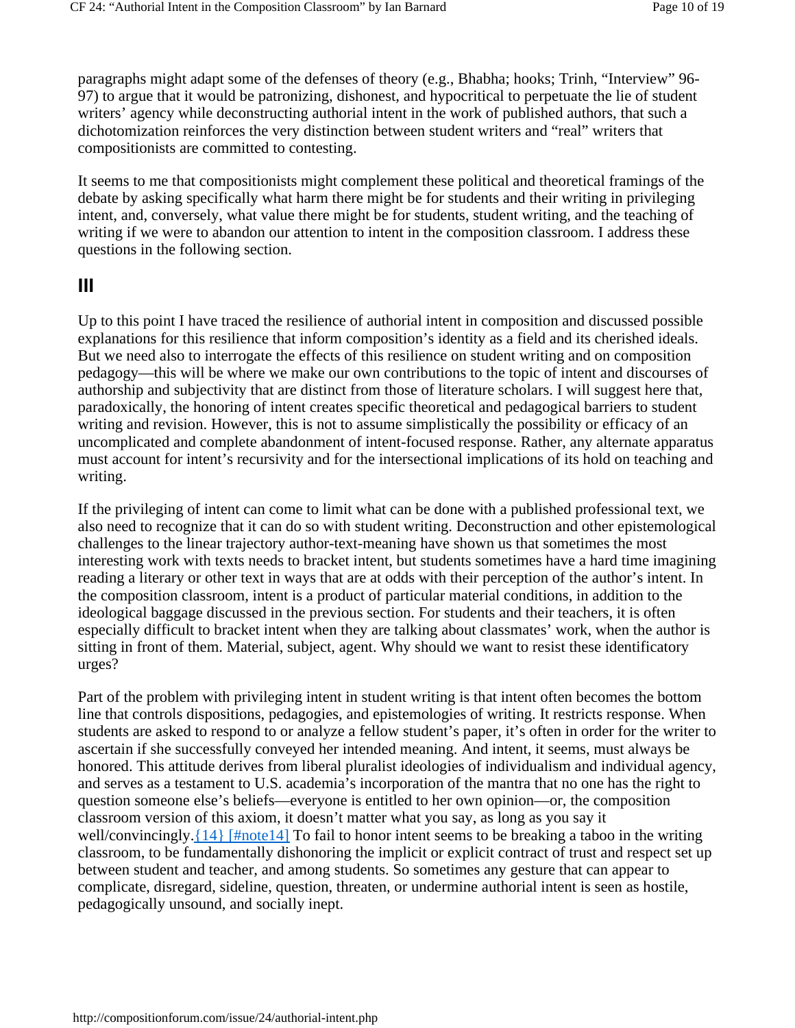paragraphs might adapt some of the defenses of theory (e.g., Bhabha; hooks; Trinh, "Interview" 96-97) to argue that it would be patronizing, dishonest, and hypocritical to perpetuate the lie of student writers' agency while deconstructing authorial intent in the work of published authors, that such a dichotomization reinforces the very distinction between student writers and "real" writers that compositionists are committed to contesting.

It seems to me that compositionists might complement these political and theoretical framings of the debate by asking specifically what harm there might be for students and their writing in privileging intent, and, conversely, what value there might be for students, student writing, and the teaching of writing if we were to abandon our attention to intent in the composition classroom. I address these questions in the following section.

## III

Up to this point I have traced the resilience of authorial intent in composition and discussed possible explanations for this resilience that inform composition's identity as a field and its cherished ideals. But we need also to interrogate the effects of this resilience on student writing and on composition pedagogy—this will be where we make our own contributions to the topic of intent and discourses of authorship and subjectivity that are distinct from those of literature scholars. I will suggest here that, paradoxically, the honoring of intent creates specific theoretical and pedagogical barriers to student writing and revision. However, this is not to assume simplistically the possibility or efficacy of an uncomplicated and complete abandonment of intent-focused response. Rather, any alternate apparatus must account for intent's recursivity and for the intersectional implications of its hold on teaching and writing.

If the privileging of intent can come to limit what can be done with a published professional text, we also need to recognize that it can do so with student writing. Deconstruction and other epistemological challenges to the linear trajectory author-text-meaning have shown us that sometimes the most interesting work with texts needs to bracket intent, but students sometimes have a hard time imagining reading a literary or other text in ways that are at odds with their perception of the author's intent. In the composition classroom, intent is a product of particular material conditions, in addition to the ideological baggage discussed in the previous section. For students and their teachers, it is often especially difficult to bracket intent when they are talking about classmates' work, when the author is sitting in front of them. Material, subject, agent. Why should we want to resist these identificatory urges?

Part of the problem with privileging intent in student writing is that intent often becomes the bottom line that controls dispositions, pedagogies, and epistemologies of writing. It restricts response. When students are asked to respond to or analyze a fellow student's paper, it's often in order for the writer to ascertain if she successfully conveyed her intended meaning. And intent, it seems, must always be honored. This attitude derives from liberal pluralist ideologies of individualism and individual agency, and serves as a testament to U.S. academia's incorporation of the mantra that no one has the right to question someone else's beliefs—everyone is entitled to her own opinion—or, the composition classroom version of this axiom, it doesn't matter what you say, as long as you say it well/convincingly.{14} [#note14] To fail to honor intent seems to be breaking a taboo in the writing classroom, to be fundamentally dishonoring the implicit or explicit contract of trust and respect set up between student and teacher, and among students. So sometimes any gesture that can appear to complicate, disregard, sideline, question, threaten, or undermine authorial intent is seen as hostile, pedagogically unsound, and socially inept.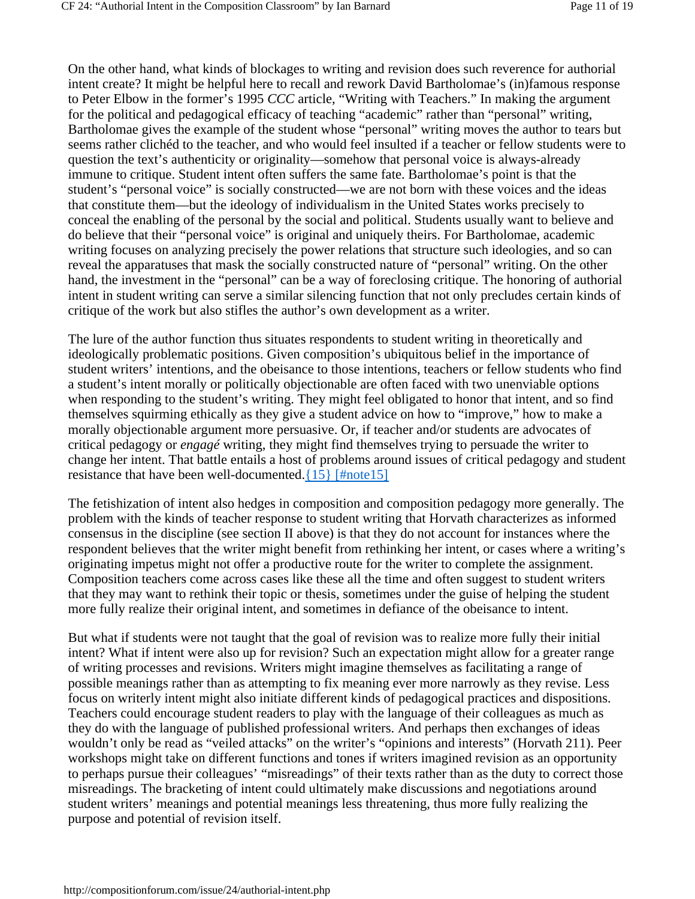On the other hand, what kinds of blockages to writing and revision does such reverence for authorial intent create? It might be helpful here to recall and rework David Bartholomae's (in)famous response to Peter Elbow in the former's 1995 *CCC* article, "Writing with Teachers." In making the argument for the political and pedagogical efficacy of teaching "academic" rather than "personal" writing, Bartholomae gives the example of the student whose "personal" writing moves the author to tears but seems rather clichéd to the teacher, and who would feel insulted if a teacher or fellow students were to question the text's authenticity or originality—somehow that personal voice is always-already immune to critique. Student intent often suffers the same fate. Bartholomae's point is that the student's "personal voice" is socially constructed—we are not born with these voices and the ideas that constitute them—but the ideology of individualism in the United States works precisely to conceal the enabling of the personal by the social and political. Students usually want to believe and do believe that their "personal voice" is original and uniquely theirs. For Bartholomae, academic writing focuses on analyzing precisely the power relations that structure such ideologies, and so can reveal the apparatuses that mask the socially constructed nature of "personal" writing. On the other hand, the investment in the "personal" can be a way of foreclosing critique. The honoring of authorial intent in student writing can serve a similar silencing function that not only precludes certain kinds of critique of the work but also stifles the author's own development as a writer.

The lure of the author function thus situates respondents to student writing in theoretically and ideologically problematic positions. Given composition's ubiquitous belief in the importance of student writers' intentions, and the obeisance to those intentions, teachers or fellow students who find a student's intent morally or politically objectionable are often faced with two unenviable options when responding to the student's writing. They might feel obligated to honor that intent, and so find themselves squirming ethically as they give a student advice on how to "improve," how to make a morally objectionable argument more persuasive. Or, if teacher and/or students are advocates of critical pedagogy or *engagé* writing, they might find themselves trying to persuade the writer to change her intent. That battle entails a host of problems around issues of critical pedagogy and student resistance that have been well-documented.{15} [#note15]

The fetishization of intent also hedges in composition and composition pedagogy more generally. The problem with the kinds of teacher response to student writing that Horvath characterizes as informed consensus in the discipline (see section II above) is that they do not account for instances where the respondent believes that the writer might benefit from rethinking her intent, or cases where a writing's originating impetus might not offer a productive route for the writer to complete the assignment. Composition teachers come across cases like these all the time and often suggest to student writers that they may want to rethink their topic or thesis, sometimes under the guise of helping the student more fully realize their original intent, and sometimes in defiance of the obeisance to intent.

But what if students were not taught that the goal of revision was to realize more fully their initial intent? What if intent were also up for revision? Such an expectation might allow for a greater range of writing processes and revisions. Writers might imagine themselves as facilitating a range of possible meanings rather than as attempting to fix meaning ever more narrowly as they revise. Less focus on writerly intent might also initiate different kinds of pedagogical practices and dispositions. Teachers could encourage student readers to play with the language of their colleagues as much as they do with the language of published professional writers. And perhaps then exchanges of ideas wouldn't only be read as "veiled attacks" on the writer's "opinions and interests" (Horvath 211). Peer workshops might take on different functions and tones if writers imagined revision as an opportunity to perhaps pursue their colleagues' "misreadings" of their texts rather than as the duty to correct those misreadings. The bracketing of intent could ultimately make discussions and negotiations around student writers' meanings and potential meanings less threatening, thus more fully realizing the purpose and potential of revision itself.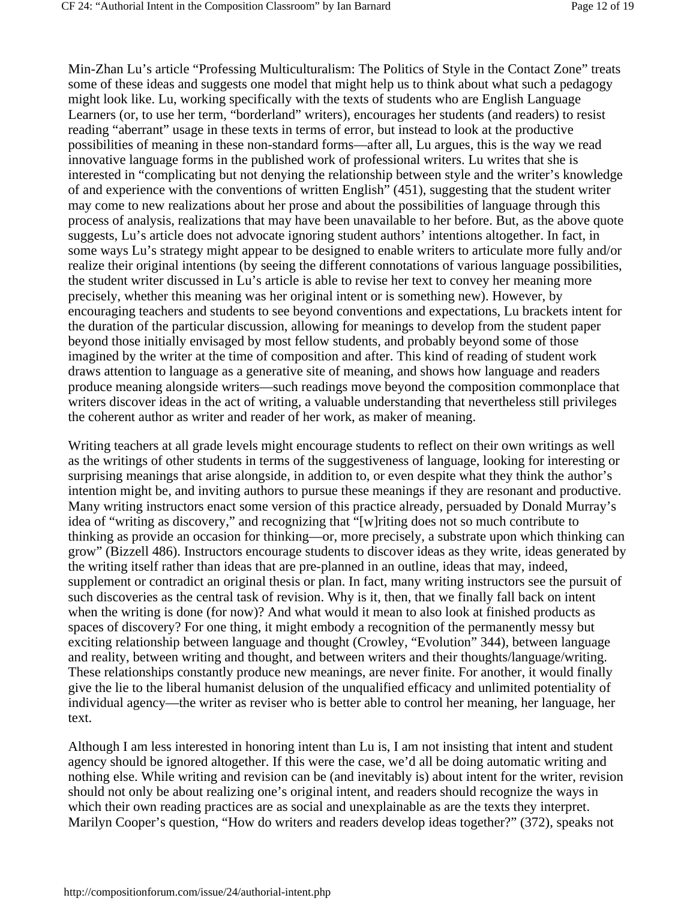Min-Zhan Lu's article "Professing Multiculturalism: The Politics of Style in the Contact Zone" treats some of these ideas and suggests one model that might help us to think about what such a pedagogy might look like. Lu, working specifically with the texts of students who are English Language Learners (or, to use her term, "borderland" writers), encourages her students (and readers) to resist reading "aberrant" usage in these texts in terms of error, but instead to look at the productive possibilities of meaning in these non-standard forms—after all, Lu argues, this is the way we read innovative language forms in the published work of professional writers. Lu writes that she is interested in "complicating but not denying the relationship between style and the writer's knowledge of and experience with the conventions of written English" (451), suggesting that the student writer may come to new realizations about her prose and about the possibilities of language through this process of analysis, realizations that may have been unavailable to her before. But, as the above quote suggests, Lu's article does not advocate ignoring student authors' intentions altogether. In fact, in some ways Lu's strategy might appear to be designed to enable writers to articulate more fully and/or realize their original intentions (by seeing the different connotations of various language possibilities, the student writer discussed in Lu's article is able to revise her text to convey her meaning more precisely, whether this meaning was her original intent or is something new). However, by encouraging teachers and students to see beyond conventions and expectations, Lu brackets intent for the duration of the particular discussion, allowing for meanings to develop from the student paper beyond those initially envisaged by most fellow students, and probably beyond some of those imagined by the writer at the time of composition and after. This kind of reading of student work draws attention to language as a generative site of meaning, and shows how language and readers produce meaning alongside writers—such readings move beyond the composition commonplace that writers discover ideas in the act of writing, a valuable understanding that nevertheless still privileges the coherent author as writer and reader of her work, as maker of meaning.

Writing teachers at all grade levels might encourage students to reflect on their own writings as well as the writings of other students in terms of the suggestiveness of language, looking for interesting or surprising meanings that arise alongside, in addition to, or even despite what they think the author's intention might be, and inviting authors to pursue these meanings if they are resonant and productive. Many writing instructors enact some version of this practice already, persuaded by Donald Murray's idea of "writing as discovery," and recognizing that "[w]riting does not so much contribute to thinking as provide an occasion for thinking—or, more precisely, a substrate upon which thinking can grow" (Bizzell 486). Instructors encourage students to discover ideas as they write, ideas generated by the writing itself rather than ideas that are pre-planned in an outline, ideas that may, indeed, supplement or contradict an original thesis or plan. In fact, many writing instructors see the pursuit of such discoveries as the central task of revision. Why is it, then, that we finally fall back on intent when the writing is done (for now)? And what would it mean to also look at finished products as spaces of discovery? For one thing, it might embody a recognition of the permanently messy but exciting relationship between language and thought (Crowley, "Evolution" 344), between language and reality, between writing and thought, and between writers and their thoughts/language/writing. These relationships constantly produce new meanings, are never finite. For another, it would finally give the lie to the liberal humanist delusion of the unqualified efficacy and unlimited potentiality of individual agency—the writer as reviser who is better able to control her meaning, her language, her text.

Although I am less interested in honoring intent than Lu is, I am not insisting that intent and student agency should be ignored altogether. If this were the case, we'd all be doing automatic writing and nothing else. While writing and revision can be (and inevitably is) about intent for the writer, revision should not only be about realizing one's original intent, and readers should recognize the ways in which their own reading practices are as social and unexplainable as are the texts they interpret. Marilyn Cooper's question, "How do writers and readers develop ideas together?" (372), speaks not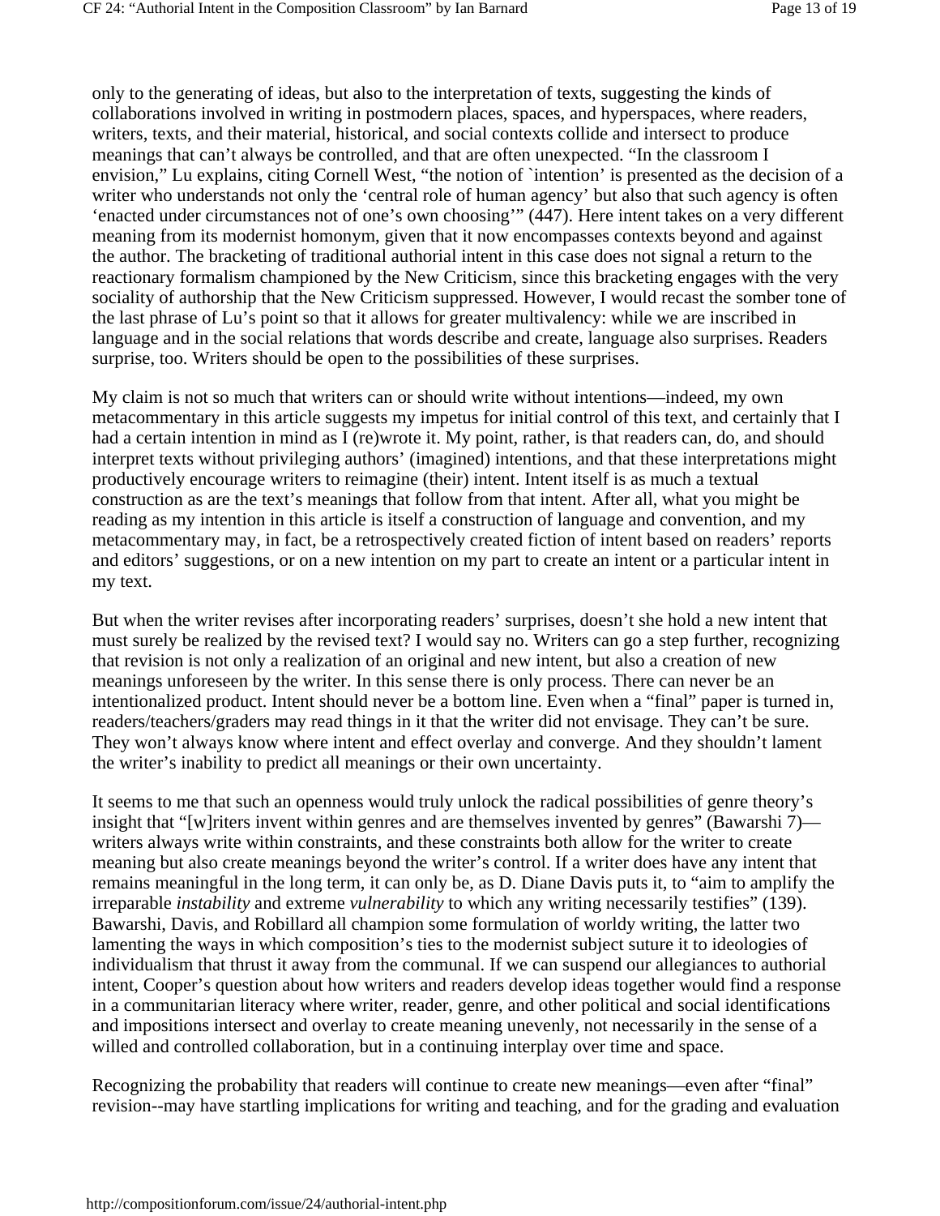only to the generating of ideas, but also to the interpretation of texts, suggesting the kinds of collaborations involved in writing in postmodern places, spaces, and hyperspaces, where readers, writers, texts, and their material, historical, and social contexts collide and intersect to produce meanings that can't always be controlled, and that are often unexpected. "In the classroom I envision," Lu explains, citing Cornell West, "the notion of `intention' is presented as the decision of a writer who understands not only the 'central role of human agency' but also that such agency is often 'enacted under circumstances not of one's own choosing'" (447). Here intent takes on a very different meaning from its modernist homonym, given that it now encompasses contexts beyond and against the author. The bracketing of traditional authorial intent in this case does not signal a return to the reactionary formalism championed by the New Criticism, since this bracketing engages with the very sociality of authorship that the New Criticism suppressed. However, I would recast the somber tone of the last phrase of Lu's point so that it allows for greater multivalency: while we are inscribed in language and in the social relations that words describe and create, language also surprises. Readers surprise, too. Writers should be open to the possibilities of these surprises.

My claim is not so much that writers can or should write without intentions—indeed, my own metacommentary in this article suggests my impetus for initial control of this text, and certainly that I had a certain intention in mind as I (re)wrote it. My point, rather, is that readers can, do, and should interpret texts without privileging authors' (imagined) intentions, and that these interpretations might productively encourage writers to reimagine (their) intent. Intent itself is as much a textual construction as are the text's meanings that follow from that intent. After all, what you might be reading as my intention in this article is itself a construction of language and convention, and my metacommentary may, in fact, be a retrospectively created fiction of intent based on readers' reports and editors' suggestions, or on a new intention on my part to create an intent or a particular intent in my text.

But when the writer revises after incorporating readers' surprises, doesn't she hold a new intent that must surely be realized by the revised text? I would say no. Writers can go a step further, recognizing that revision is not only a realization of an original and new intent, but also a creation of new meanings unforeseen by the writer. In this sense there is only process. There can never be an intentionalized product. Intent should never be a bottom line. Even when a "final" paper is turned in, readers/teachers/graders may read things in it that the writer did not envisage. They can't be sure. They won't always know where intent and effect overlay and converge. And they shouldn't lament the writer's inability to predict all meanings or their own uncertainty.

It seems to me that such an openness would truly unlock the radical possibilities of genre theory's insight that "[w]riters invent within genres and are themselves invented by genres" (Bawarshi 7)—writers always write within constraints, and these constraints both allow for the writer to create meaning but also create meanings beyond the writer's control. If a writer does have any intent that remains meaningful in the long term, it can only be, as D. Diane Davis puts it, to "aim to amplify the irreparable *instability* and extreme *vulnerability* to which any writing necessarily testifies" (139). Bawarshi, Davis, and Robillard all champion some formulation of worldy writing, the latter two lamenting the ways in which composition's ties to the modernist subject suture it to ideologies of individualism that thrust it away from the communal. If we can suspend our allegiances to authorial intent, Cooper's question about how writers and readers develop ideas together would find a response in a communitarian literacy where writer, reader, genre, and other political and social identifications and impositions intersect and overlay to create meaning unevenly, not necessarily in the sense of a willed and controlled collaboration, but in a continuing interplay over time and space.

Recognizing the probability that readers will continue to create new meanings—even after "final" revision--may have startling implications for writing and teaching, and for the grading and evaluation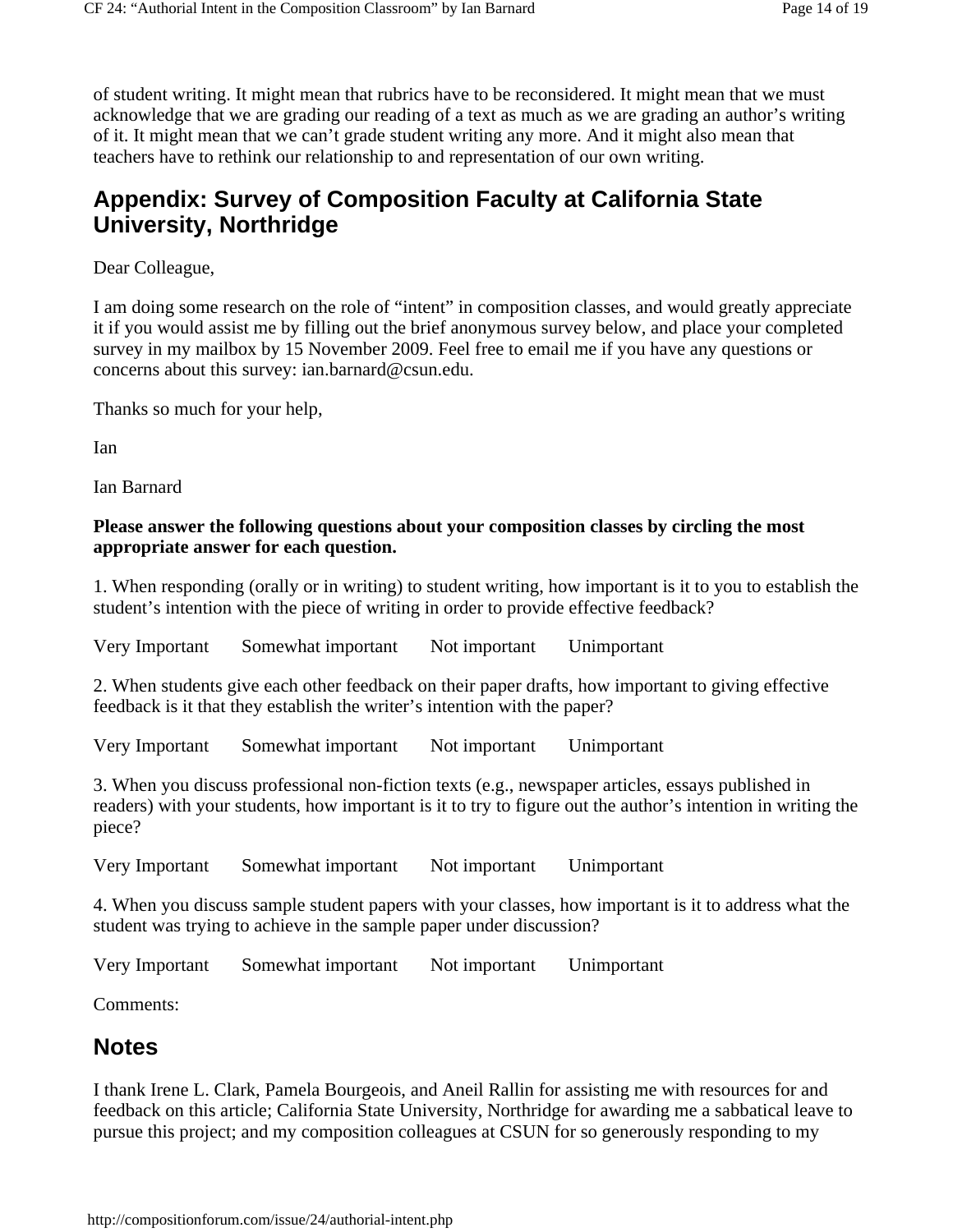of student writing. It might mean that rubrics have to be reconsidered. It might mean that we must acknowledge that we are grading our reading of a text as much as we are grading an author's writing of it. It might mean that we can't grade student writing any more. And it might also mean that teachers have to rethink our relationship to and representation of our own writing.

## Appendix: Survey of Composition Faculty at California State University, Northridge

Dear Colleague,

I am doing some research on the role of "intent" in composition classes, and would greatly appreciate it if you would assist me by filling out the brief anonymous survey below, and place your completed survey in my mailbox by 15 November 2009. Feel free to email me if you have any questions or concerns about this survey: ian.barnard@csun.edu.

Thanks so much for your help,

Ian

Ian Barnard

**Please answer the following questions about your composition classes by circling the most appropriate answer for each question.**

1. When responding (orally or in writing) to student writing, how important is it to you to establish the student's intention with the piece of writing in order to provide effective feedback?

Very Important    Somewhat important    Not important    Unimportant

2. When students give each other feedback on their paper drafts, how important to giving effective feedback is it that they establish the writer's intention with the paper?

Very Important    Somewhat important    Not important    Unimportant

3. When you discuss professional non-fiction texts (e.g., newspaper articles, essays published in readers) with your students, how important is it to try to figure out the author's intention in writing the piece?

Very Important    Somewhat important    Not important    Unimportant

4. When you discuss sample student papers with your classes, how important is it to address what the student was trying to achieve in the sample paper under discussion?

Very Important    Somewhat important    Not important    Unimportant

Comments:

## Notes

I thank Irene L. Clark, Pamela Bourgeois, and Aneil Rallin for assisting me with resources for and feedback on this article; California State University, Northridge for awarding me a sabbatical leave to pursue this project; and my composition colleagues at CSUN for so generously responding to my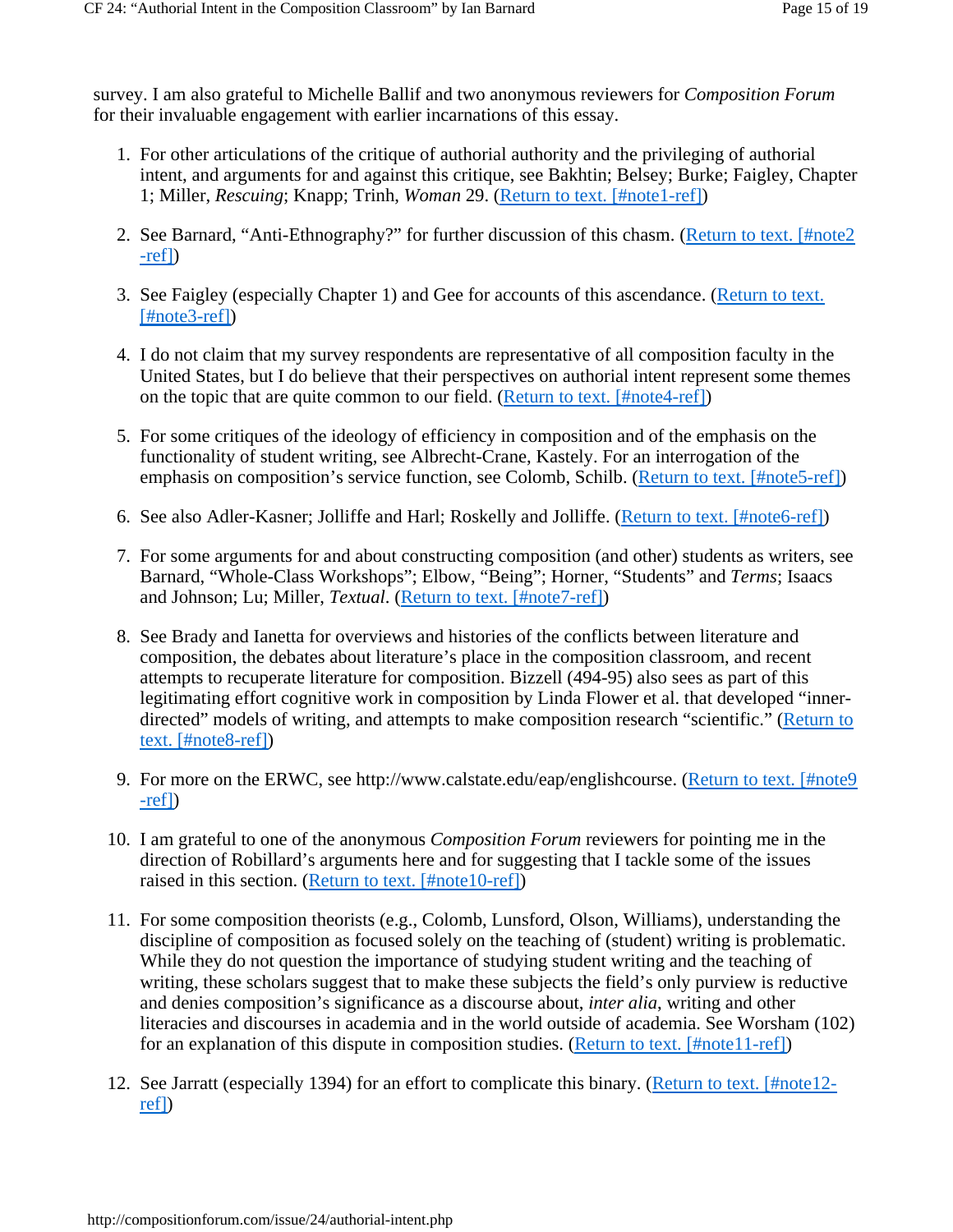survey. I am also grateful to Michelle Ballif and two anonymous reviewers for *Composition Forum* for their invaluable engagement with earlier incarnations of this essay.

1. For other articulations of the critique of authorial authority and the privileging of authorial intent, and arguments for and against this critique, see Bakhtin; Belsey; Burke; Faigley, Chapter 1; Miller, *Rescuing*; Knapp; Trinh, *Woman* 29. (Return to text. [#note1-ref])

2. See Barnard, "Anti-Ethnography?" for further discussion of this chasm. (Return to text. [#note2-ref])

3. See Faigley (especially Chapter 1) and Gee for accounts of this ascendance. (Return to text. [#note3-ref])

4. I do not claim that my survey respondents are representative of all composition faculty in the United States, but I do believe that their perspectives on authorial intent represent some themes on the topic that are quite common to our field. (Return to text. [#note4-ref])

5. For some critiques of the ideology of efficiency in composition and of the emphasis on the functionality of student writing, see Albrecht-Crane, Kastely. For an interrogation of the emphasis on composition's service function, see Colomb, Schilb. (Return to text. [#note5-ref])

6. See also Adler-Kasner; Jolliffe and Harl; Roskelly and Jolliffe. (Return to text. [#note6-ref])

7. For some arguments for and about constructing composition (and other) students as writers, see Barnard, "Whole-Class Workshops"; Elbow, "Being"; Horner, "Students" and *Terms*; Isaacs and Johnson; Lu; Miller, *Textual*. (Return to text. [#note7-ref])

8. See Brady and Ianetta for overviews and histories of the conflicts between literature and composition, the debates about literature's place in the composition classroom, and recent attempts to recuperate literature for composition. Bizzell (494-95) also sees as part of this legitimating effort cognitive work in composition by Linda Flower et al. that developed "inner-directed" models of writing, and attempts to make composition research "scientific." (Return to text. [#note8-ref])

9. For more on the ERWC, see http://www.calstate.edu/eap/englishcourse. (Return to text. [#note9-ref])

10. I am grateful to one of the anonymous *Composition Forum* reviewers for pointing me in the direction of Robillard's arguments here and for suggesting that I tackle some of the issues raised in this section. (Return to text. [#note10-ref])

11. For some composition theorists (e.g., Colomb, Lunsford, Olson, Williams), understanding the discipline of composition as focused solely on the teaching of (student) writing is problematic. While they do not question the importance of studying student writing and the teaching of writing, these scholars suggest that to make these subjects the field's only purview is reductive and denies composition's significance as a discourse about, *inter alia*, writing and other literacies and discourses in academia and in the world outside of academia. See Worsham (102) for an explanation of this dispute in composition studies. (Return to text. [#note11-ref])

12. See Jarratt (especially 1394) for an effort to complicate this binary. (Return to text. [#note12-ref])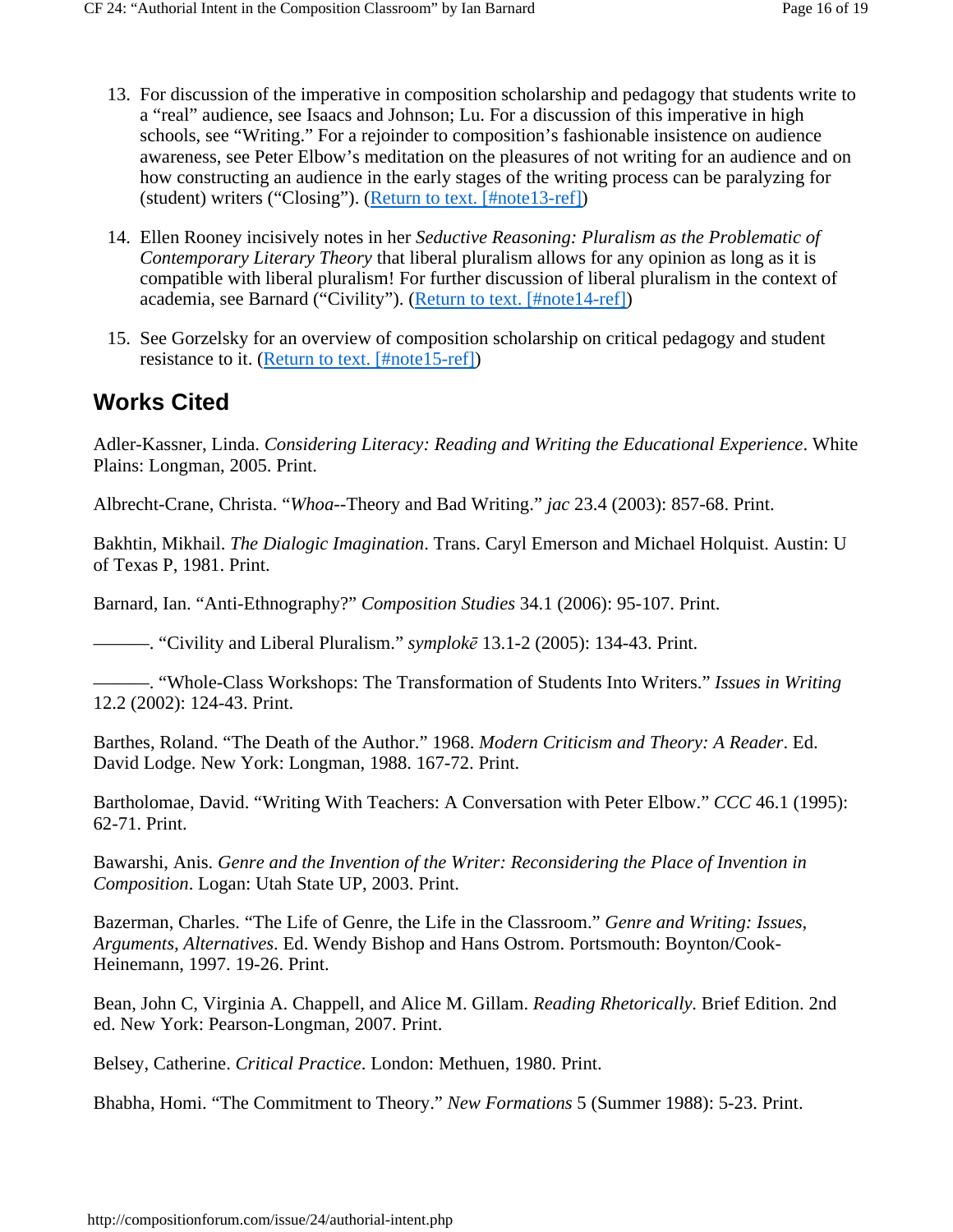13. For discussion of the imperative in composition scholarship and pedagogy that students write to a "real" audience, see Isaacs and Johnson; Lu. For a discussion of this imperative in high schools, see "Writing." For a rejoinder to composition's fashionable insistence on audience awareness, see Peter Elbow's meditation on the pleasures of not writing for an audience and on how constructing an audience in the early stages of the writing process can be paralyzing for (student) writers ("Closing"). ([Return to text. [#note13-ref]](#note13-ref))

14. Ellen Rooney incisively notes in her *Seductive Reasoning: Pluralism as the Problematic of Contemporary Literary Theory* that liberal pluralism allows for any opinion as long as it is compatible with liberal pluralism! For further discussion of liberal pluralism in the context of academia, see Barnard ("Civility"). ([Return to text. [#note14-ref]](#note14-ref))

15. See Gorzelsky for an overview of composition scholarship on critical pedagogy and student resistance to it. ([Return to text. [#note15-ref]](#note15-ref))

## Works Cited

Adler-Kassner, Linda. *Considering Literacy: Reading and Writing the Educational Experience*. White Plains: Longman, 2005. Print.

Albrecht-Crane, Christa. "*Whoa*--Theory and Bad Writing." *jac* 23.4 (2003): 857-68. Print.

Bakhtin, Mikhail. *The Dialogic Imagination*. Trans. Caryl Emerson and Michael Holquist. Austin: U of Texas P, 1981. Print.

Barnard, Ian. "Anti-Ethnography?" *Composition Studies* 34.1 (2006): 95-107. Print.

———. "Civility and Liberal Pluralism." *symplokē* 13.1-2 (2005): 134-43. Print.

———. "Whole-Class Workshops: The Transformation of Students Into Writers." *Issues in Writing* 12.2 (2002): 124-43. Print.

Barthes, Roland. "The Death of the Author." 1968. *Modern Criticism and Theory: A Reader*. Ed. David Lodge. New York: Longman, 1988. 167-72. Print.

Bartholomae, David. "Writing With Teachers: A Conversation with Peter Elbow." *CCC* 46.1 (1995): 62-71. Print.

Bawarshi, Anis. *Genre and the Invention of the Writer: Reconsidering the Place of Invention in Composition*. Logan: Utah State UP, 2003. Print.

Bazerman, Charles. "The Life of Genre, the Life in the Classroom." *Genre and Writing: Issues, Arguments, Alternatives*. Ed. Wendy Bishop and Hans Ostrom. Portsmouth: Boynton/Cook-Heinemann, 1997. 19-26. Print.

Bean, John C, Virginia A. Chappell, and Alice M. Gillam. *Reading Rhetorically*. Brief Edition. 2nd ed. New York: Pearson-Longman, 2007. Print.

Belsey, Catherine. *Critical Practice*. London: Methuen, 1980. Print.

Bhabha, Homi. "The Commitment to Theory." *New Formations* 5 (Summer 1988): 5-23. Print.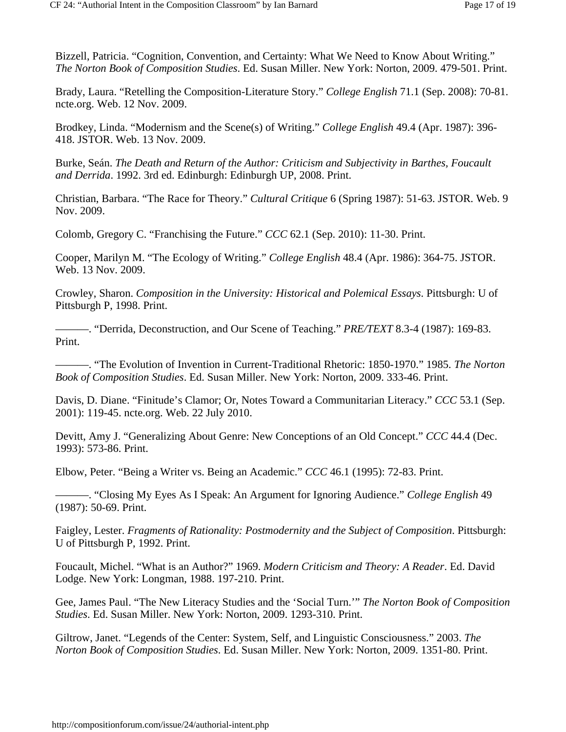Bizzell, Patricia. “Cognition, Convention, and Certainty: What We Need to Know About Writing.” *The Norton Book of Composition Studies*. Ed. Susan Miller. New York: Norton, 2009. 479-501. Print.

Brady, Laura. “Retelling the Composition-Literature Story.” *College English* 71.1 (Sep. 2008): 70-81. ncte.org. Web. 12 Nov. 2009.

Brodkey, Linda. “Modernism and the Scene(s) of Writing.” *College English* 49.4 (Apr. 1987): 396-418. JSTOR. Web. 13 Nov. 2009.

Burke, Seán. *The Death and Return of the Author: Criticism and Subjectivity in Barthes, Foucault and Derrida*. 1992. 3rd ed. Edinburgh: Edinburgh UP, 2008. Print.

Christian, Barbara. “The Race for Theory.” *Cultural Critique* 6 (Spring 1987): 51-63. JSTOR. Web. 9 Nov. 2009.

Colomb, Gregory C. “Franchising the Future.” *CCC* 62.1 (Sep. 2010): 11-30. Print.

Cooper, Marilyn M. “The Ecology of Writing.” *College English* 48.4 (Apr. 1986): 364-75. JSTOR. Web. 13 Nov. 2009.

Crowley, Sharon. *Composition in the University: Historical and Polemical Essays*. Pittsburgh: U of Pittsburgh P, 1998. Print.

———. “Derrida, Deconstruction, and Our Scene of Teaching.” *PRE/TEXT* 8.3-4 (1987): 169-83. Print.

———. “The Evolution of Invention in Current-Traditional Rhetoric: 1850-1970.” 1985. *The Norton Book of Composition Studies*. Ed. Susan Miller. New York: Norton, 2009. 333-46. Print.

Davis, D. Diane. “Finitude’s Clamor; Or, Notes Toward a Communitarian Literacy.” *CCC* 53.1 (Sep. 2001): 119-45. ncte.org. Web. 22 July 2010.

Devitt, Amy J. “Generalizing About Genre: New Conceptions of an Old Concept.” *CCC* 44.4 (Dec. 1993): 573-86. Print.

Elbow, Peter. “Being a Writer vs. Being an Academic.” *CCC* 46.1 (1995): 72-83. Print.

———. “Closing My Eyes As I Speak: An Argument for Ignoring Audience.” *College English* 49 (1987): 50-69. Print.

Faigley, Lester. *Fragments of Rationality: Postmodernity and the Subject of Composition*. Pittsburgh: U of Pittsburgh P, 1992. Print.

Foucault, Michel. “What is an Author?” 1969. *Modern Criticism and Theory: A Reader*. Ed. David Lodge. New York: Longman, 1988. 197-210. Print.

Gee, James Paul. “The New Literacy Studies and the ‘Social Turn.’” *The Norton Book of Composition Studies*. Ed. Susan Miller. New York: Norton, 2009. 1293-310. Print.

Giltrow, Janet. “Legends of the Center: System, Self, and Linguistic Consciousness.” 2003. *The Norton Book of Composition Studies*. Ed. Susan Miller. New York: Norton, 2009. 1351-80. Print.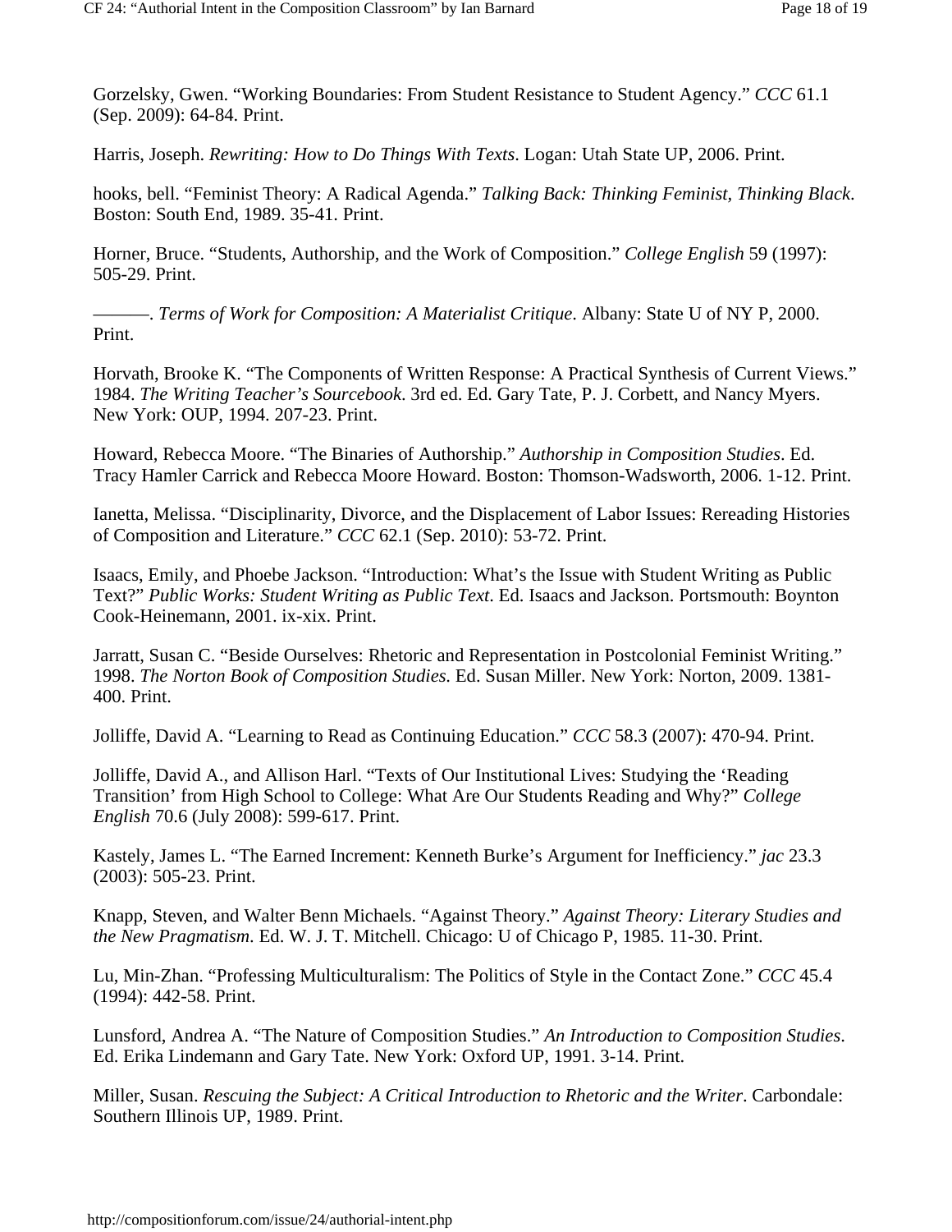Gorzelsky, Gwen. “Working Boundaries: From Student Resistance to Student Agency.” *CCC* 61.1 (Sep. 2009): 64-84. Print.

Harris, Joseph. *Rewriting: How to Do Things With Texts*. Logan: Utah State UP, 2006. Print.

hooks, bell. “Feminist Theory: A Radical Agenda.” *Talking Back: Thinking Feminist, Thinking Black*. Boston: South End, 1989. 35-41. Print.

Horner, Bruce. “Students, Authorship, and the Work of Composition.” *College English* 59 (1997): 505-29. Print.

———. *Terms of Work for Composition: A Materialist Critique*. Albany: State U of NY P, 2000. Print.

Horvath, Brooke K. “The Components of Written Response: A Practical Synthesis of Current Views.” 1984. *The Writing Teacher’s Sourcebook*. 3rd ed. Ed. Gary Tate, P. J. Corbett, and Nancy Myers. New York: OUP, 1994. 207-23. Print.

Howard, Rebecca Moore. “The Binaries of Authorship.” *Authorship in Composition Studies*. Ed. Tracy Hamler Carrick and Rebecca Moore Howard. Boston: Thomson-Wadsworth, 2006. 1-12. Print.

Ianetta, Melissa. “Disciplinarity, Divorce, and the Displacement of Labor Issues: Rereading Histories of Composition and Literature.” *CCC* 62.1 (Sep. 2010): 53-72. Print.

Isaacs, Emily, and Phoebe Jackson. “Introduction: What’s the Issue with Student Writing as Public Text?” *Public Works: Student Writing as Public Text*. Ed. Isaacs and Jackson. Portsmouth: Boynton Cook-Heinemann, 2001. ix-xix. Print.

Jarratt, Susan C. “Beside Ourselves: Rhetoric and Representation in Postcolonial Feminist Writing.” 1998. *The Norton Book of Composition Studies*. Ed. Susan Miller. New York: Norton, 2009. 1381-400. Print.

Jolliffe, David A. “Learning to Read as Continuing Education.” *CCC* 58.3 (2007): 470-94. Print.

Jolliffe, David A., and Allison Harl. “Texts of Our Institutional Lives: Studying the ‘Reading Transition’ from High School to College: What Are Our Students Reading and Why?” *College English* 70.6 (July 2008): 599-617. Print.

Kastely, James L. “The Earned Increment: Kenneth Burke’s Argument for Inefficiency.” *jac* 23.3 (2003): 505-23. Print.

Knapp, Steven, and Walter Benn Michaels. “Against Theory.” *Against Theory: Literary Studies and the New Pragmatism*. Ed. W. J. T. Mitchell. Chicago: U of Chicago P, 1985. 11-30. Print.

Lu, Min-Zhan. “Professing Multiculturalism: The Politics of Style in the Contact Zone.” *CCC* 45.4 (1994): 442-58. Print.

Lunsford, Andrea A. “The Nature of Composition Studies.” *An Introduction to Composition Studies*. Ed. Erika Lindemann and Gary Tate. New York: Oxford UP, 1991. 3-14. Print.

Miller, Susan. *Rescuing the Subject: A Critical Introduction to Rhetoric and the Writer*. Carbondale: Southern Illinois UP, 1989. Print.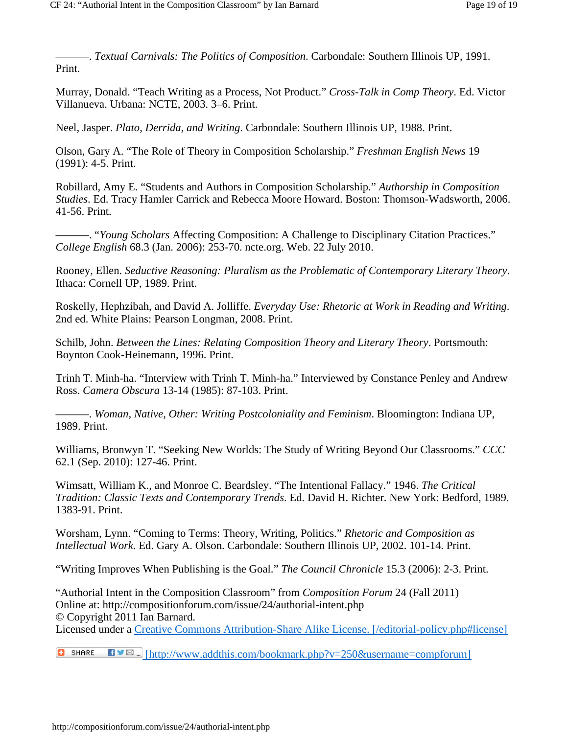———. *Textual Carnivals: The Politics of Composition*. Carbondale: Southern Illinois UP, 1991. Print.

Murray, Donald. "Teach Writing as a Process, Not Product." *Cross-Talk in Comp Theory*. Ed. Victor Villanueva. Urbana: NCTE, 2003. 3–6. Print.

Neel, Jasper. *Plato, Derrida, and Writing*. Carbondale: Southern Illinois UP, 1988. Print.

Olson, Gary A. "The Role of Theory in Composition Scholarship." *Freshman English News* 19 (1991): 4-5. Print.

Robillard, Amy E. "Students and Authors in Composition Scholarship." *Authorship in Composition Studies*. Ed. Tracy Hamler Carrick and Rebecca Moore Howard. Boston: Thomson-Wadsworth, 2006. 41-56. Print.

———. "*Young Scholars* Affecting Composition: A Challenge to Disciplinary Citation Practices." *College English* 68.3 (Jan. 2006): 253-70. ncte.org. Web. 22 July 2010.

Rooney, Ellen. *Seductive Reasoning: Pluralism as the Problematic of Contemporary Literary Theory*. Ithaca: Cornell UP, 1989. Print.

Roskelly, Hephzibah, and David A. Jolliffe. *Everyday Use: Rhetoric at Work in Reading and Writing*. 2nd ed. White Plains: Pearson Longman, 2008. Print.

Schilb, John. *Between the Lines: Relating Composition Theory and Literary Theory*. Portsmouth: Boynton Cook-Heinemann, 1996. Print.

Trinh T. Minh-ha. "Interview with Trinh T. Minh-ha." Interviewed by Constance Penley and Andrew Ross. *Camera Obscura* 13-14 (1985): 87-103. Print.

———. *Woman, Native, Other: Writing Postcoloniality and Feminism*. Bloomington: Indiana UP, 1989. Print.

Williams, Bronwyn T. "Seeking New Worlds: The Study of Writing Beyond Our Classrooms." *CCC* 62.1 (Sep. 2010): 127-46. Print.

Wimsatt, William K., and Monroe C. Beardsley. "The Intentional Fallacy." 1946. *The Critical Tradition: Classic Texts and Contemporary Trends*. Ed. David H. Richter. New York: Bedford, 1989. 1383-91. Print.

Worsham, Lynn. "Coming to Terms: Theory, Writing, Politics." *Rhetoric and Composition as Intellectual Work*. Ed. Gary A. Olson. Carbondale: Southern Illinois UP, 2002. 101-14. Print.

"Writing Improves When Publishing is the Goal." *The Council Chronicle* 15.3 (2006): 2-3. Print.

"Authorial Intent in the Composition Classroom" from *Composition Forum* 24 (Fall 2011)
Online at: http://compositionforum.com/issue/24/authorial-intent.php
© Copyright 2011 Ian Barnard.
Licensed under a Creative Commons Attribution-Share Alike License. [/editorial-policy.php#license]

SHARE [http://www.addthis.com/bookmark.php?v=250&username=compforum]